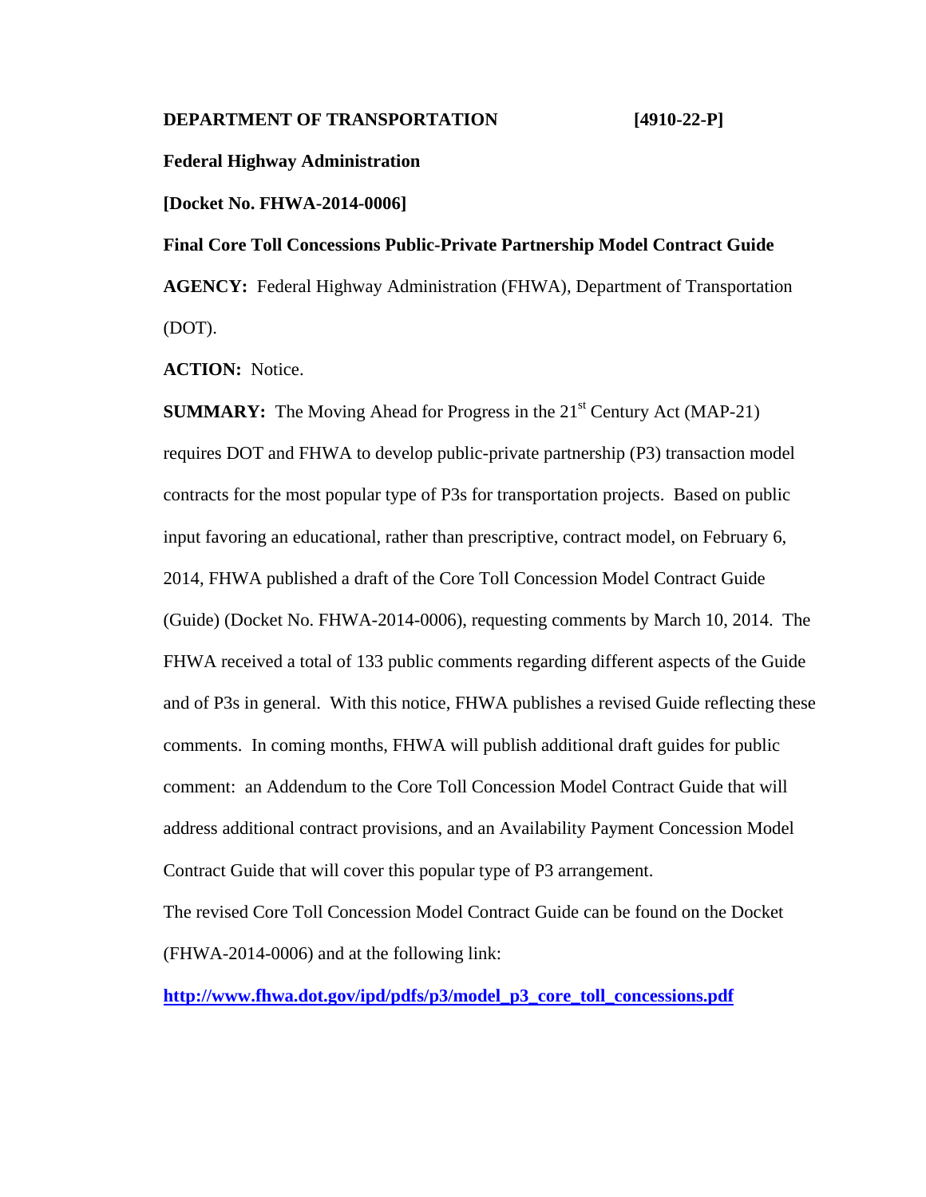**DEPARTMENT OF TRANSPORTATION** **[4910-22-P]**

**Federal Highway Administration**

**[Docket No. FHWA-2014-0006]**

**Final Core Toll Concessions Public-Private Partnership Model Contract Guide**

**AGENCY:** Federal Highway Administration (FHWA), Department of Transportation (DOT).

**ACTION:** Notice.

**SUMMARY:** The Moving Ahead for Progress in the 21st Century Act (MAP-21) requires DOT and FHWA to develop public-private partnership (P3) transaction model contracts for the most popular type of P3s for transportation projects. Based on public input favoring an educational, rather than prescriptive, contract model, on February 6, 2014, FHWA published a draft of the Core Toll Concession Model Contract Guide (Guide) (Docket No. FHWA-2014-0006), requesting comments by March 10, 2014. The FHWA received a total of 133 public comments regarding different aspects of the Guide and of P3s in general. With this notice, FHWA publishes a revised Guide reflecting these comments. In coming months, FHWA will publish additional draft guides for public comment: an Addendum to the Core Toll Concession Model Contract Guide that will address additional contract provisions, and an Availability Payment Concession Model Contract Guide that will cover this popular type of P3 arrangement.

The revised Core Toll Concession Model Contract Guide can be found on the Docket (FHWA-2014-0006) and at the following link:

**http://www.fhwa.dot.gov/ipd/pdfs/p3/model_p3_core_toll_concessions.pdf**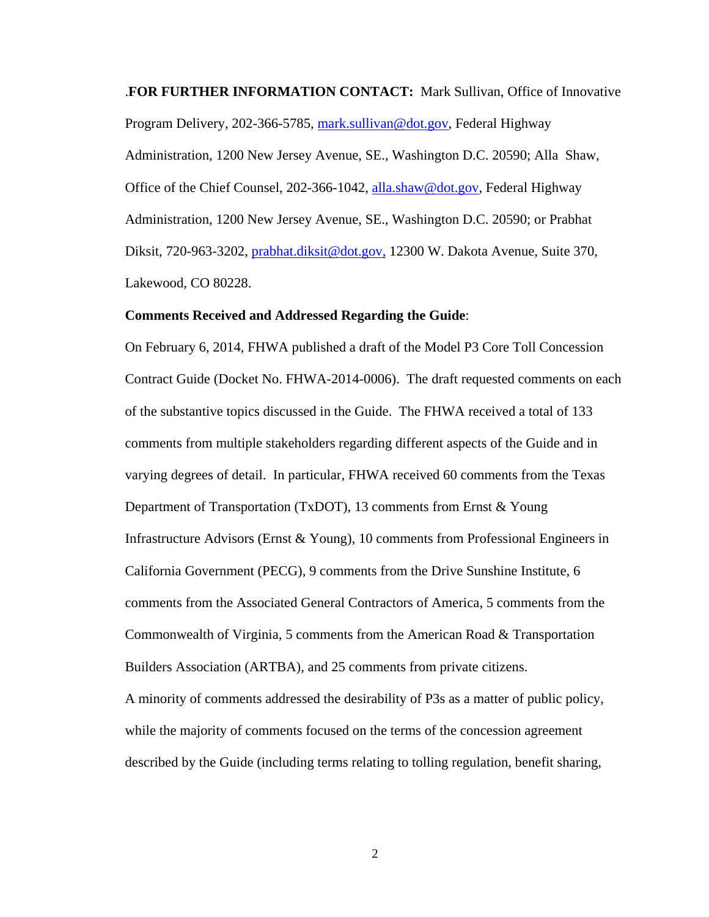.**FOR FURTHER INFORMATION CONTACT:** Mark Sullivan, Office of Innovative Program Delivery, 202-366-5785, mark.sullivan@dot.gov, Federal Highway Administration, 1200 New Jersey Avenue, SE., Washington D.C. 20590; Alla Shaw, Office of the Chief Counsel, 202-366-1042, alla.shaw@dot.gov, Federal Highway Administration, 1200 New Jersey Avenue, SE., Washington D.C. 20590; or Prabhat Diksit, 720-963-3202, prabhat.diksit@dot.gov, 12300 W. Dakota Avenue, Suite 370, Lakewood, CO 80228.

**Comments Received and Addressed Regarding the Guide**:

On February 6, 2014, FHWA published a draft of the Model P3 Core Toll Concession Contract Guide (Docket No. FHWA-2014-0006). The draft requested comments on each of the substantive topics discussed in the Guide. The FHWA received a total of 133 comments from multiple stakeholders regarding different aspects of the Guide and in varying degrees of detail. In particular, FHWA received 60 comments from the Texas Department of Transportation (TxDOT), 13 comments from Ernst & Young Infrastructure Advisors (Ernst & Young), 10 comments from Professional Engineers in California Government (PECG), 9 comments from the Drive Sunshine Institute, 6 comments from the Associated General Contractors of America, 5 comments from the Commonwealth of Virginia, 5 comments from the American Road & Transportation Builders Association (ARTBA), and 25 comments from private citizens.

A minority of comments addressed the desirability of P3s as a matter of public policy, while the majority of comments focused on the terms of the concession agreement described by the Guide (including terms relating to tolling regulation, benefit sharing,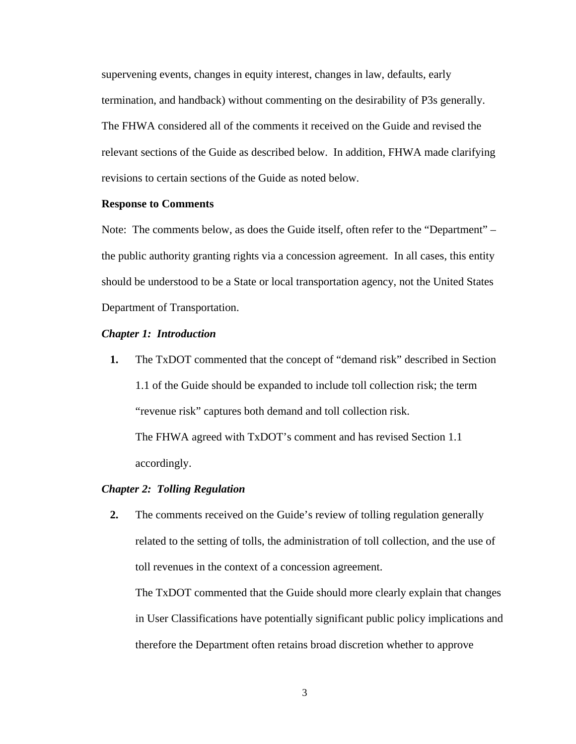supervening events, changes in equity interest, changes in law, defaults, early termination, and handback) without commenting on the desirability of P3s generally. The FHWA considered all of the comments it received on the Guide and revised the relevant sections of the Guide as described below. In addition, FHWA made clarifying revisions to certain sections of the Guide as noted below.

**Response to Comments**

Note: The comments below, as does the Guide itself, often refer to the "Department" – the public authority granting rights via a concession agreement. In all cases, this entity should be understood to be a State or local transportation agency, not the United States Department of Transportation.

***Chapter 1: Introduction***

**1.** The TxDOT commented that the concept of "demand risk" described in Section 1.1 of the Guide should be expanded to include toll collection risk; the term "revenue risk" captures both demand and toll collection risk.

The FHWA agreed with TxDOT's comment and has revised Section 1.1 accordingly.

***Chapter 2: Tolling Regulation***

**2.** The comments received on the Guide's review of tolling regulation generally related to the setting of tolls, the administration of toll collection, and the use of toll revenues in the context of a concession agreement.

The TxDOT commented that the Guide should more clearly explain that changes in User Classifications have potentially significant public policy implications and therefore the Department often retains broad discretion whether to approve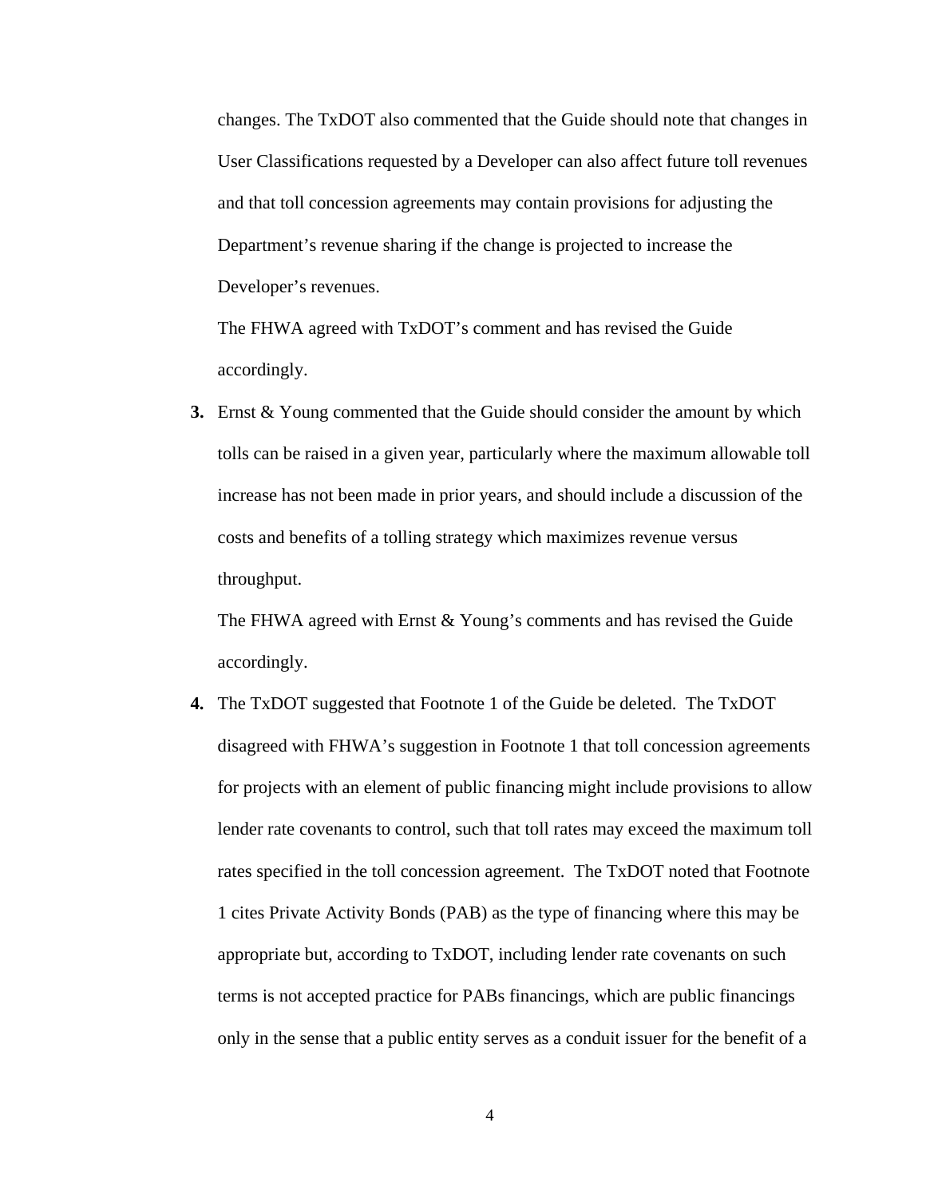changes. The TxDOT also commented that the Guide should note that changes in User Classifications requested by a Developer can also affect future toll revenues and that toll concession agreements may contain provisions for adjusting the Department's revenue sharing if the change is projected to increase the Developer's revenues.

The FHWA agreed with TxDOT's comment and has revised the Guide accordingly.

**3.** Ernst & Young commented that the Guide should consider the amount by which tolls can be raised in a given year, particularly where the maximum allowable toll increase has not been made in prior years, and should include a discussion of the costs and benefits of a tolling strategy which maximizes revenue versus throughput.

The FHWA agreed with Ernst & Young's comments and has revised the Guide accordingly.

**4.** The TxDOT suggested that Footnote 1 of the Guide be deleted. The TxDOT disagreed with FHWA's suggestion in Footnote 1 that toll concession agreements for projects with an element of public financing might include provisions to allow lender rate covenants to control, such that toll rates may exceed the maximum toll rates specified in the toll concession agreement. The TxDOT noted that Footnote 1 cites Private Activity Bonds (PAB) as the type of financing where this may be appropriate but, according to TxDOT, including lender rate covenants on such terms is not accepted practice for PABs financings, which are public financings only in the sense that a public entity serves as a conduit issuer for the benefit of a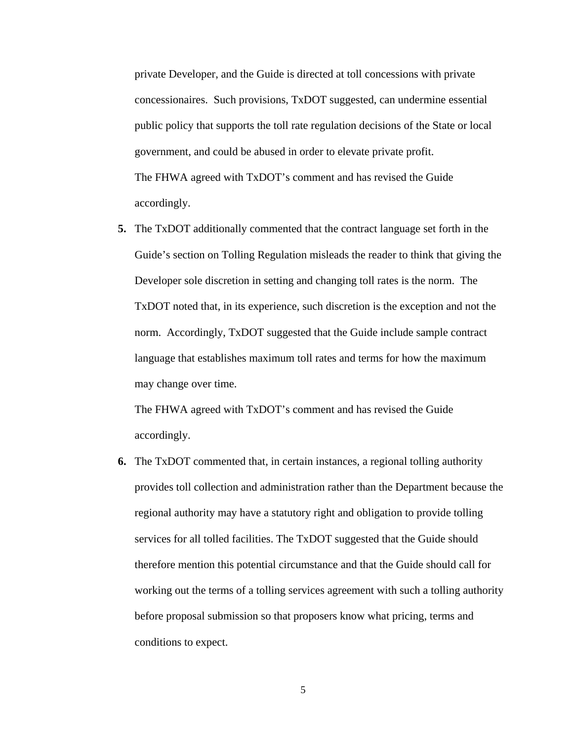private Developer, and the Guide is directed at toll concessions with private concessionaires. Such provisions, TxDOT suggested, can undermine essential public policy that supports the toll rate regulation decisions of the State or local government, and could be abused in order to elevate private profit.

The FHWA agreed with TxDOT's comment and has revised the Guide accordingly.

5. The TxDOT additionally commented that the contract language set forth in the Guide's section on Tolling Regulation misleads the reader to think that giving the Developer sole discretion in setting and changing toll rates is the norm. The TxDOT noted that, in its experience, such discretion is the exception and not the norm. Accordingly, TxDOT suggested that the Guide include sample contract language that establishes maximum toll rates and terms for how the maximum may change over time.

   The FHWA agreed with TxDOT's comment and has revised the Guide accordingly.

6. The TxDOT commented that, in certain instances, a regional tolling authority provides toll collection and administration rather than the Department because the regional authority may have a statutory right and obligation to provide tolling services for all tolled facilities. The TxDOT suggested that the Guide should therefore mention this potential circumstance and that the Guide should call for working out the terms of a tolling services agreement with such a tolling authority before proposal submission so that proposers know what pricing, terms and conditions to expect.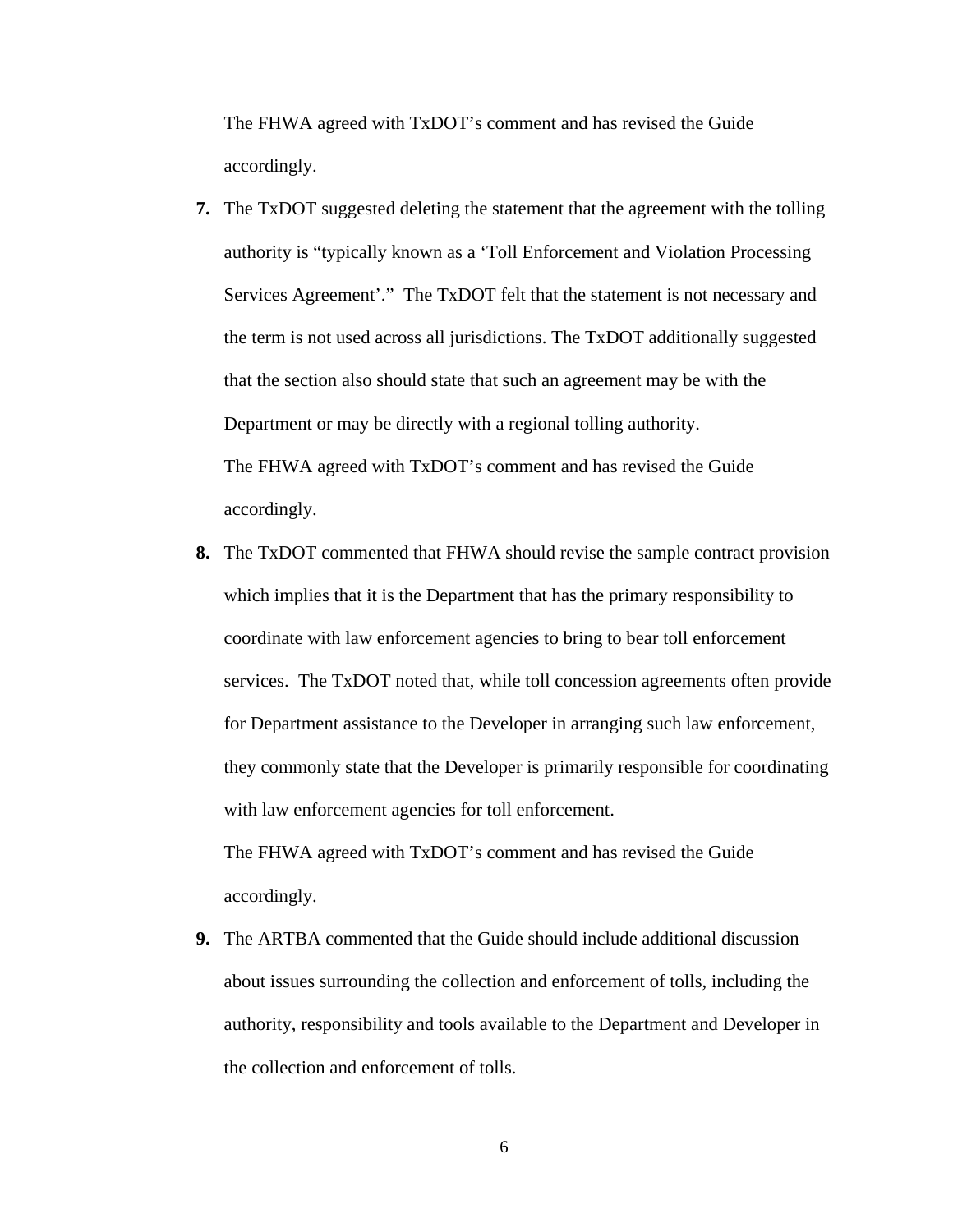The FHWA agreed with TxDOT's comment and has revised the Guide accordingly.

7. The TxDOT suggested deleting the statement that the agreement with the tolling authority is "typically known as a 'Toll Enforcement and Violation Processing Services Agreement'." The TxDOT felt that the statement is not necessary and the term is not used across all jurisdictions. The TxDOT additionally suggested that the section also should state that such an agreement may be with the Department or may be directly with a regional tolling authority.

   The FHWA agreed with TxDOT's comment and has revised the Guide accordingly.

8. The TxDOT commented that FHWA should revise the sample contract provision which implies that it is the Department that has the primary responsibility to coordinate with law enforcement agencies to bring to bear toll enforcement services. The TxDOT noted that, while toll concession agreements often provide for Department assistance to the Developer in arranging such law enforcement, they commonly state that the Developer is primarily responsible for coordinating with law enforcement agencies for toll enforcement.

   The FHWA agreed with TxDOT's comment and has revised the Guide accordingly.

9. The ARTBA commented that the Guide should include additional discussion about issues surrounding the collection and enforcement of tolls, including the authority, responsibility and tools available to the Department and Developer in the collection and enforcement of tolls.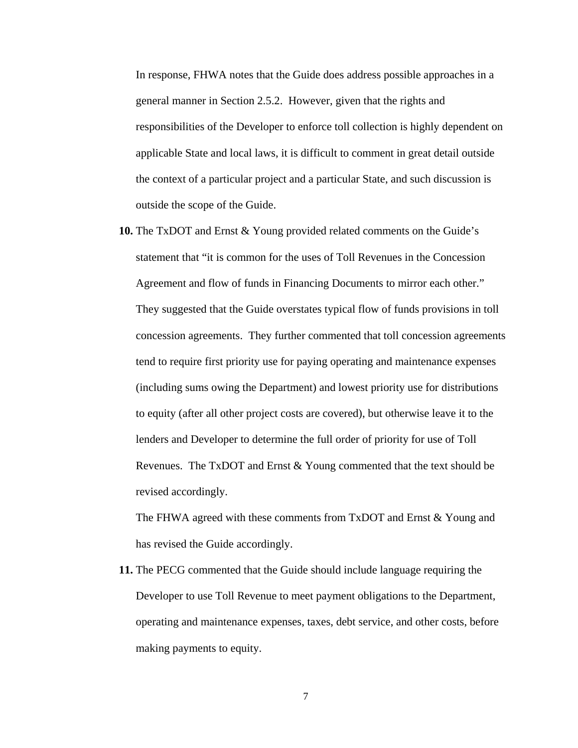In response, FHWA notes that the Guide does address possible approaches in a general manner in Section 2.5.2. However, given that the rights and responsibilities of the Developer to enforce toll collection is highly dependent on applicable State and local laws, it is difficult to comment in great detail outside the context of a particular project and a particular State, and such discussion is outside the scope of the Guide.

**10.** The TxDOT and Ernst & Young provided related comments on the Guide's statement that "it is common for the uses of Toll Revenues in the Concession Agreement and flow of funds in Financing Documents to mirror each other." They suggested that the Guide overstates typical flow of funds provisions in toll concession agreements. They further commented that toll concession agreements tend to require first priority use for paying operating and maintenance expenses (including sums owing the Department) and lowest priority use for distributions to equity (after all other project costs are covered), but otherwise leave it to the lenders and Developer to determine the full order of priority for use of Toll Revenues. The TxDOT and Ernst & Young commented that the text should be revised accordingly.

The FHWA agreed with these comments from TxDOT and Ernst & Young and has revised the Guide accordingly.

**11.** The PECG commented that the Guide should include language requiring the Developer to use Toll Revenue to meet payment obligations to the Department, operating and maintenance expenses, taxes, debt service, and other costs, before making payments to equity.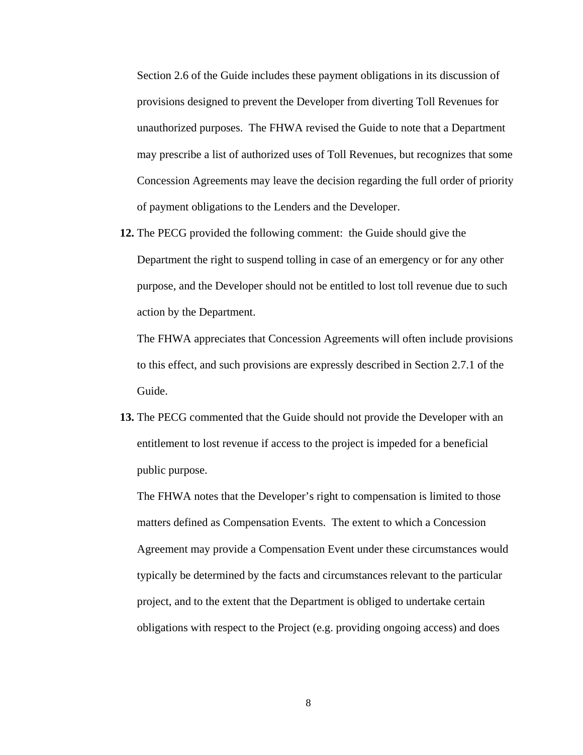Section 2.6 of the Guide includes these payment obligations in its discussion of provisions designed to prevent the Developer from diverting Toll Revenues for unauthorized purposes. The FHWA revised the Guide to note that a Department may prescribe a list of authorized uses of Toll Revenues, but recognizes that some Concession Agreements may leave the decision regarding the full order of priority of payment obligations to the Lenders and the Developer.

**12.** The PECG provided the following comment: the Guide should give the Department the right to suspend tolling in case of an emergency or for any other purpose, and the Developer should not be entitled to lost toll revenue due to such action by the Department.

The FHWA appreciates that Concession Agreements will often include provisions to this effect, and such provisions are expressly described in Section 2.7.1 of the Guide.

**13.** The PECG commented that the Guide should not provide the Developer with an entitlement to lost revenue if access to the project is impeded for a beneficial public purpose.

The FHWA notes that the Developer's right to compensation is limited to those matters defined as Compensation Events. The extent to which a Concession Agreement may provide a Compensation Event under these circumstances would typically be determined by the facts and circumstances relevant to the particular project, and to the extent that the Department is obliged to undertake certain obligations with respect to the Project (e.g. providing ongoing access) and does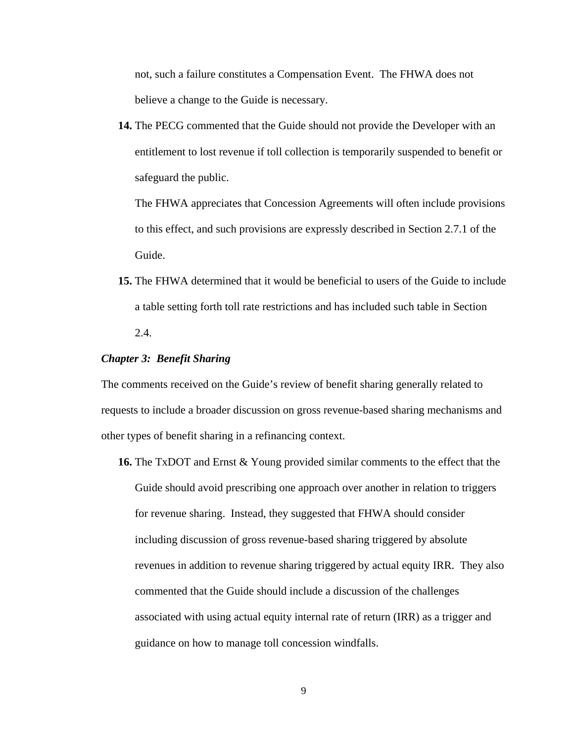not, such a failure constitutes a Compensation Event. The FHWA does not believe a change to the Guide is necessary.

**14.** The PECG commented that the Guide should not provide the Developer with an entitlement to lost revenue if toll collection is temporarily suspended to benefit or safeguard the public.

The FHWA appreciates that Concession Agreements will often include provisions to this effect, and such provisions are expressly described in Section 2.7.1 of the Guide.

**15.** The FHWA determined that it would be beneficial to users of the Guide to include a table setting forth toll rate restrictions and has included such table in Section 2.4.

***Chapter 3: Benefit Sharing***

The comments received on the Guide's review of benefit sharing generally related to requests to include a broader discussion on gross revenue-based sharing mechanisms and other types of benefit sharing in a refinancing context.

**16.** The TxDOT and Ernst & Young provided similar comments to the effect that the Guide should avoid prescribing one approach over another in relation to triggers for revenue sharing. Instead, they suggested that FHWA should consider including discussion of gross revenue-based sharing triggered by absolute revenues in addition to revenue sharing triggered by actual equity IRR. They also commented that the Guide should include a discussion of the challenges associated with using actual equity internal rate of return (IRR) as a trigger and guidance on how to manage toll concession windfalls.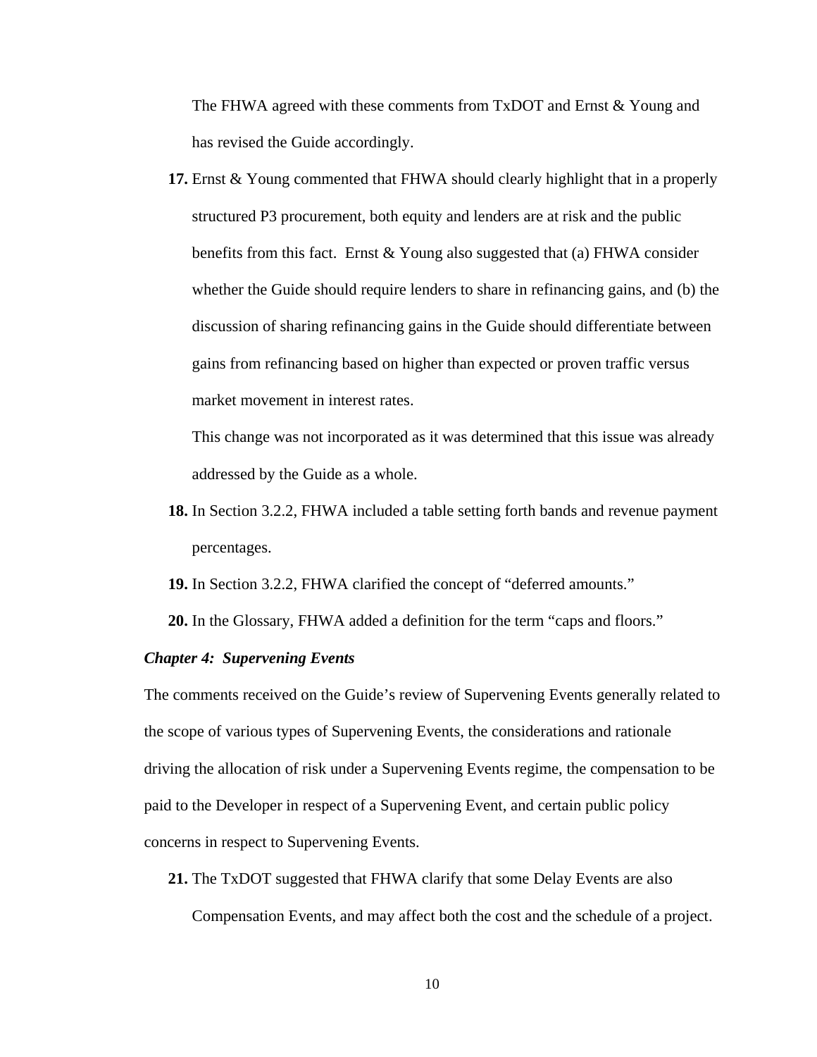The FHWA agreed with these comments from TxDOT and Ernst & Young and has revised the Guide accordingly.

**17.** Ernst & Young commented that FHWA should clearly highlight that in a properly structured P3 procurement, both equity and lenders are at risk and the public benefits from this fact. Ernst & Young also suggested that (a) FHWA consider whether the Guide should require lenders to share in refinancing gains, and (b) the discussion of sharing refinancing gains in the Guide should differentiate between gains from refinancing based on higher than expected or proven traffic versus market movement in interest rates.

This change was not incorporated as it was determined that this issue was already addressed by the Guide as a whole.

**18.** In Section 3.2.2, FHWA included a table setting forth bands and revenue payment percentages.

**19.** In Section 3.2.2, FHWA clarified the concept of "deferred amounts."

**20.** In the Glossary, FHWA added a definition for the term "caps and floors."

***Chapter 4: Supervening Events***

The comments received on the Guide's review of Supervening Events generally related to the scope of various types of Supervening Events, the considerations and rationale driving the allocation of risk under a Supervening Events regime, the compensation to be paid to the Developer in respect of a Supervening Event, and certain public policy concerns in respect to Supervening Events.

**21.** The TxDOT suggested that FHWA clarify that some Delay Events are also Compensation Events, and may affect both the cost and the schedule of a project.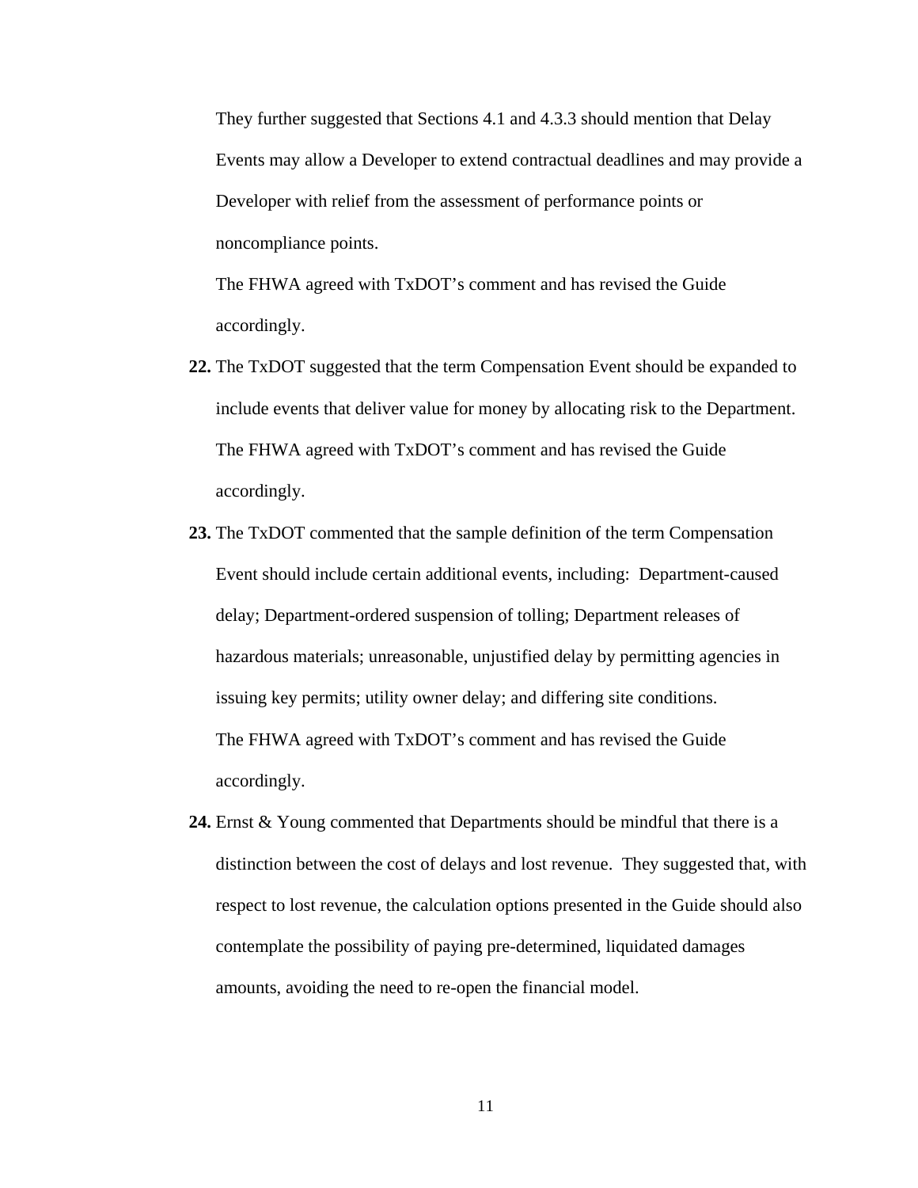They further suggested that Sections 4.1 and 4.3.3 should mention that Delay Events may allow a Developer to extend contractual deadlines and may provide a Developer with relief from the assessment of performance points or noncompliance points.

The FHWA agreed with TxDOT's comment and has revised the Guide accordingly.

**22.** The TxDOT suggested that the term Compensation Event should be expanded to include events that deliver value for money by allocating risk to the Department.

The FHWA agreed with TxDOT's comment and has revised the Guide accordingly.

**23.** The TxDOT commented that the sample definition of the term Compensation Event should include certain additional events, including: Department-caused delay; Department-ordered suspension of tolling; Department releases of hazardous materials; unreasonable, unjustified delay by permitting agencies in issuing key permits; utility owner delay; and differing site conditions.

The FHWA agreed with TxDOT's comment and has revised the Guide accordingly.

**24.** Ernst & Young commented that Departments should be mindful that there is a distinction between the cost of delays and lost revenue. They suggested that, with respect to lost revenue, the calculation options presented in the Guide should also contemplate the possibility of paying pre-determined, liquidated damages amounts, avoiding the need to re-open the financial model.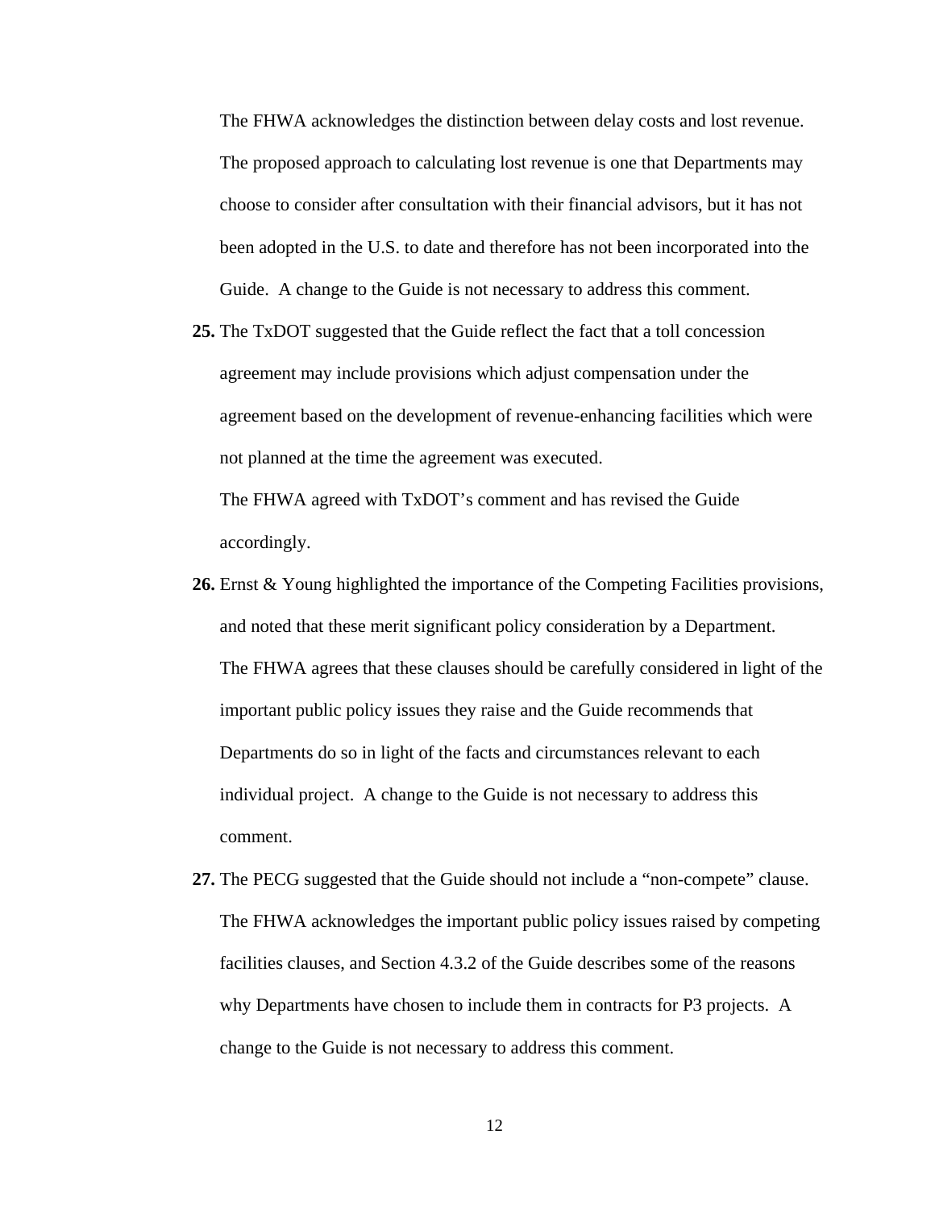The FHWA acknowledges the distinction between delay costs and lost revenue. The proposed approach to calculating lost revenue is one that Departments may choose to consider after consultation with their financial advisors, but it has not been adopted in the U.S. to date and therefore has not been incorporated into the Guide. A change to the Guide is not necessary to address this comment.

**25.** The TxDOT suggested that the Guide reflect the fact that a toll concession agreement may include provisions which adjust compensation under the agreement based on the development of revenue-enhancing facilities which were not planned at the time the agreement was executed.

The FHWA agreed with TxDOT's comment and has revised the Guide accordingly.

**26.** Ernst & Young highlighted the importance of the Competing Facilities provisions, and noted that these merit significant policy consideration by a Department.

The FHWA agrees that these clauses should be carefully considered in light of the important public policy issues they raise and the Guide recommends that Departments do so in light of the facts and circumstances relevant to each individual project. A change to the Guide is not necessary to address this comment.

**27.** The PECG suggested that the Guide should not include a "non-compete" clause.

The FHWA acknowledges the important public policy issues raised by competing facilities clauses, and Section 4.3.2 of the Guide describes some of the reasons why Departments have chosen to include them in contracts for P3 projects. A change to the Guide is not necessary to address this comment.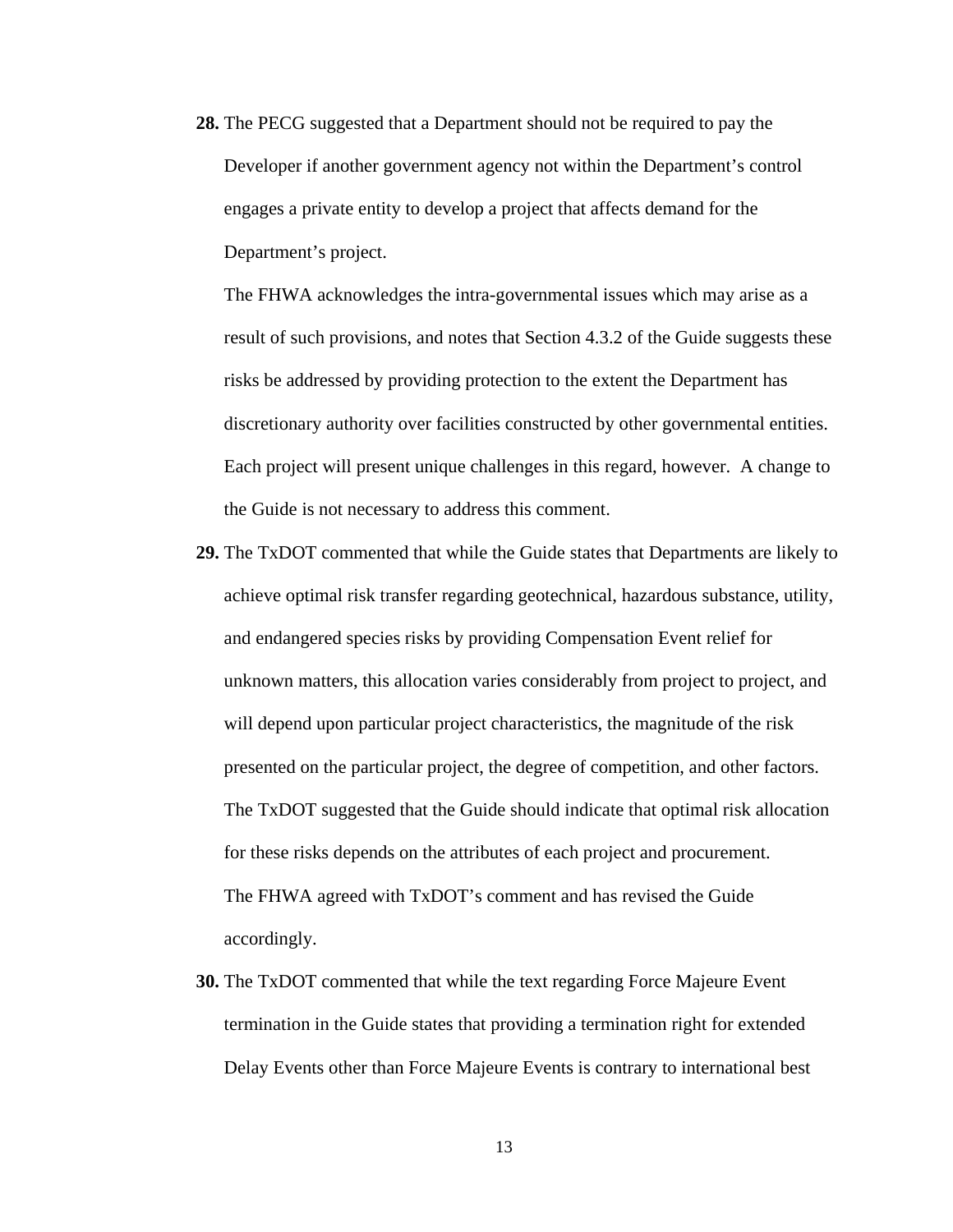**28.** The PECG suggested that a Department should not be required to pay the Developer if another government agency not within the Department's control engages a private entity to develop a project that affects demand for the Department's project.

The FHWA acknowledges the intra-governmental issues which may arise as a result of such provisions, and notes that Section 4.3.2 of the Guide suggests these risks be addressed by providing protection to the extent the Department has discretionary authority over facilities constructed by other governmental entities. Each project will present unique challenges in this regard, however. A change to the Guide is not necessary to address this comment.

**29.** The TxDOT commented that while the Guide states that Departments are likely to achieve optimal risk transfer regarding geotechnical, hazardous substance, utility, and endangered species risks by providing Compensation Event relief for unknown matters, this allocation varies considerably from project to project, and will depend upon particular project characteristics, the magnitude of the risk presented on the particular project, the degree of competition, and other factors. The TxDOT suggested that the Guide should indicate that optimal risk allocation for these risks depends on the attributes of each project and procurement.

The FHWA agreed with TxDOT's comment and has revised the Guide accordingly.

**30.** The TxDOT commented that while the text regarding Force Majeure Event termination in the Guide states that providing a termination right for extended Delay Events other than Force Majeure Events is contrary to international best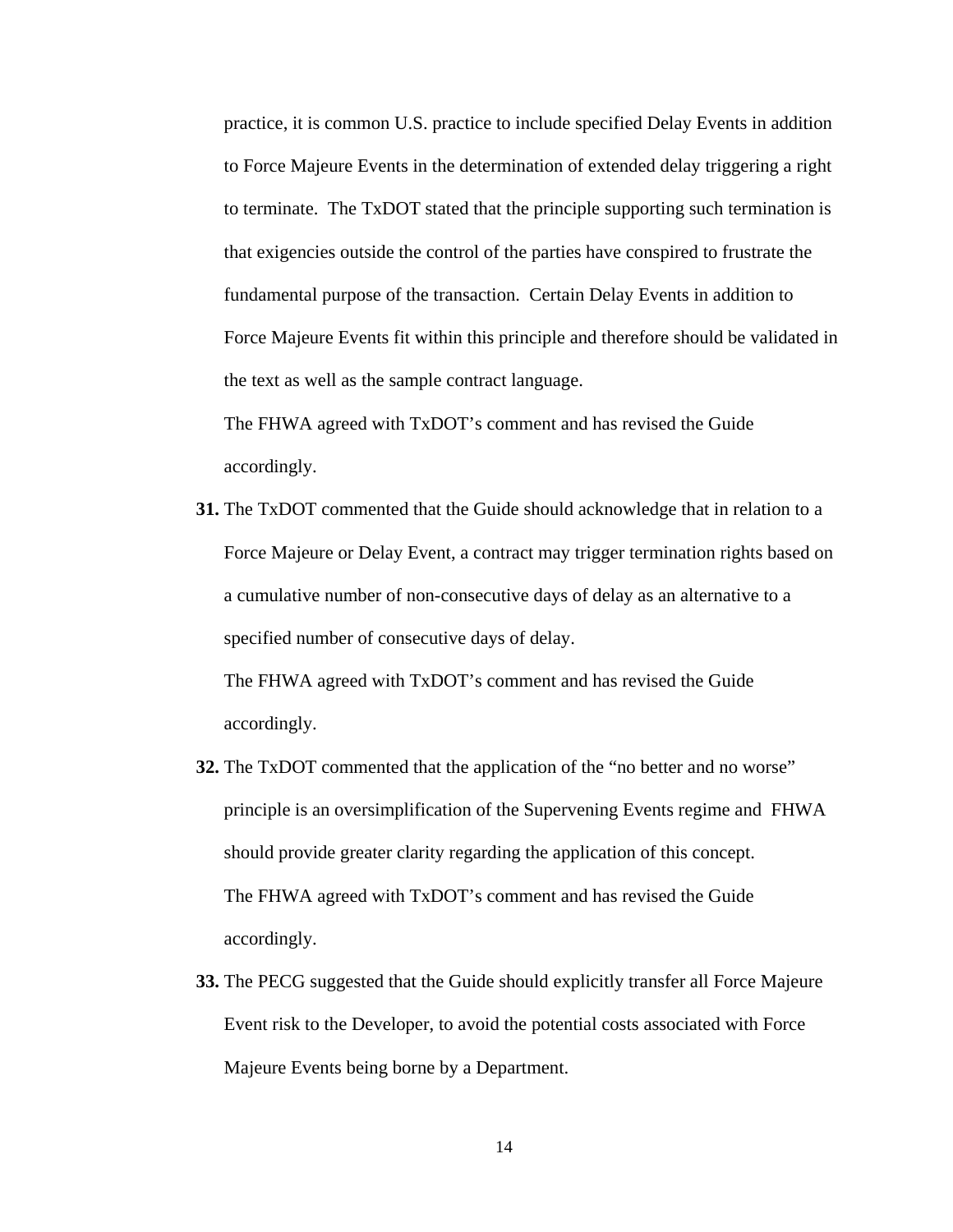practice, it is common U.S. practice to include specified Delay Events in addition to Force Majeure Events in the determination of extended delay triggering a right to terminate. The TxDOT stated that the principle supporting such termination is that exigencies outside the control of the parties have conspired to frustrate the fundamental purpose of the transaction. Certain Delay Events in addition to Force Majeure Events fit within this principle and therefore should be validated in the text as well as the sample contract language.

The FHWA agreed with TxDOT's comment and has revised the Guide accordingly.

**31.** The TxDOT commented that the Guide should acknowledge that in relation to a Force Majeure or Delay Event, a contract may trigger termination rights based on a cumulative number of non-consecutive days of delay as an alternative to a specified number of consecutive days of delay.

The FHWA agreed with TxDOT's comment and has revised the Guide accordingly.

**32.** The TxDOT commented that the application of the "no better and no worse" principle is an oversimplification of the Supervening Events regime and FHWA should provide greater clarity regarding the application of this concept.

The FHWA agreed with TxDOT's comment and has revised the Guide accordingly.

**33.** The PECG suggested that the Guide should explicitly transfer all Force Majeure Event risk to the Developer, to avoid the potential costs associated with Force Majeure Events being borne by a Department.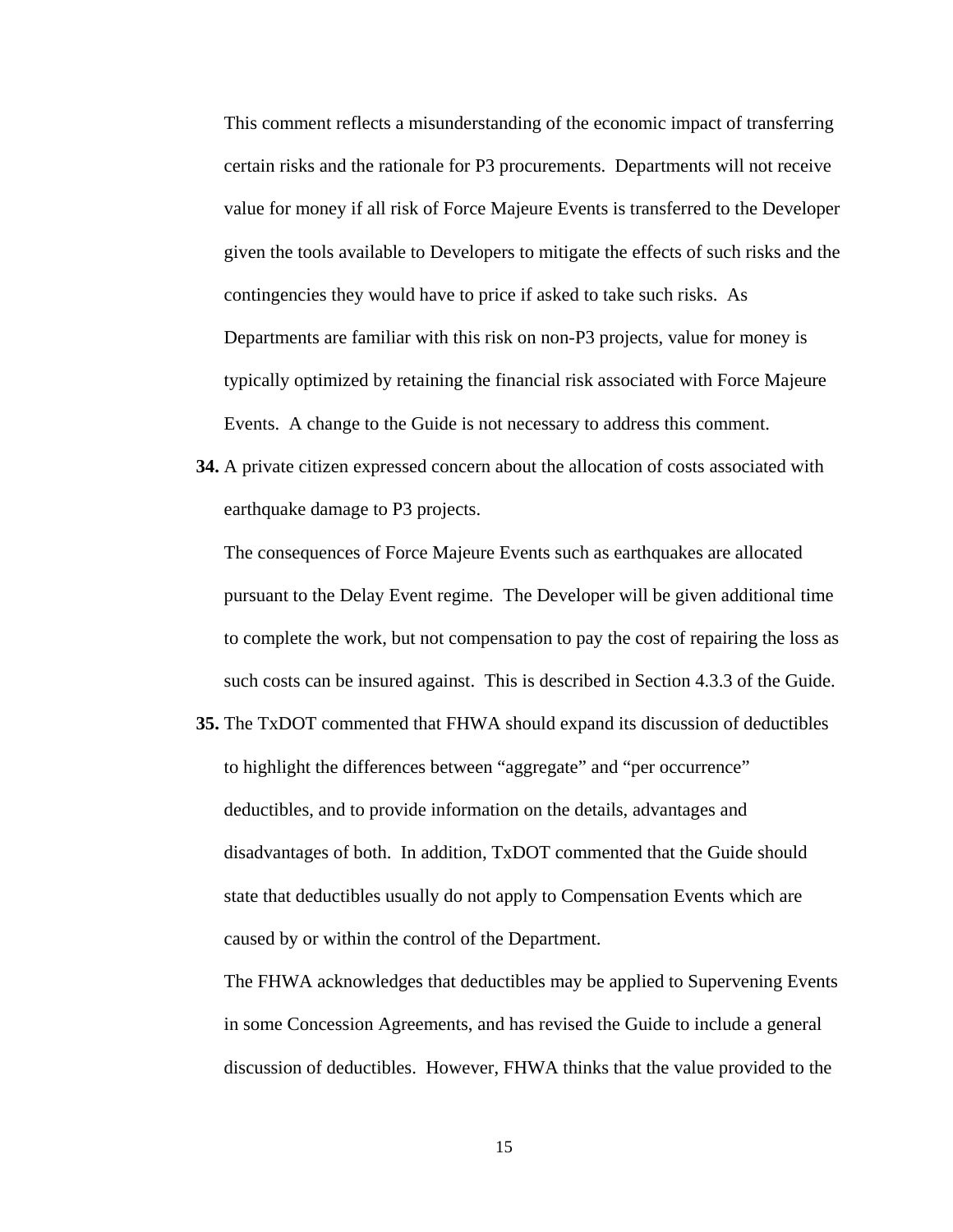This comment reflects a misunderstanding of the economic impact of transferring certain risks and the rationale for P3 procurements. Departments will not receive value for money if all risk of Force Majeure Events is transferred to the Developer given the tools available to Developers to mitigate the effects of such risks and the contingencies they would have to price if asked to take such risks. As Departments are familiar with this risk on non-P3 projects, value for money is typically optimized by retaining the financial risk associated with Force Majeure Events. A change to the Guide is not necessary to address this comment.

**34.** A private citizen expressed concern about the allocation of costs associated with earthquake damage to P3 projects.

The consequences of Force Majeure Events such as earthquakes are allocated pursuant to the Delay Event regime. The Developer will be given additional time to complete the work, but not compensation to pay the cost of repairing the loss as such costs can be insured against. This is described in Section 4.3.3 of the Guide.

**35.** The TxDOT commented that FHWA should expand its discussion of deductibles to highlight the differences between "aggregate" and "per occurrence" deductibles, and to provide information on the details, advantages and disadvantages of both. In addition, TxDOT commented that the Guide should state that deductibles usually do not apply to Compensation Events which are caused by or within the control of the Department.

The FHWA acknowledges that deductibles may be applied to Supervening Events in some Concession Agreements, and has revised the Guide to include a general discussion of deductibles. However, FHWA thinks that the value provided to the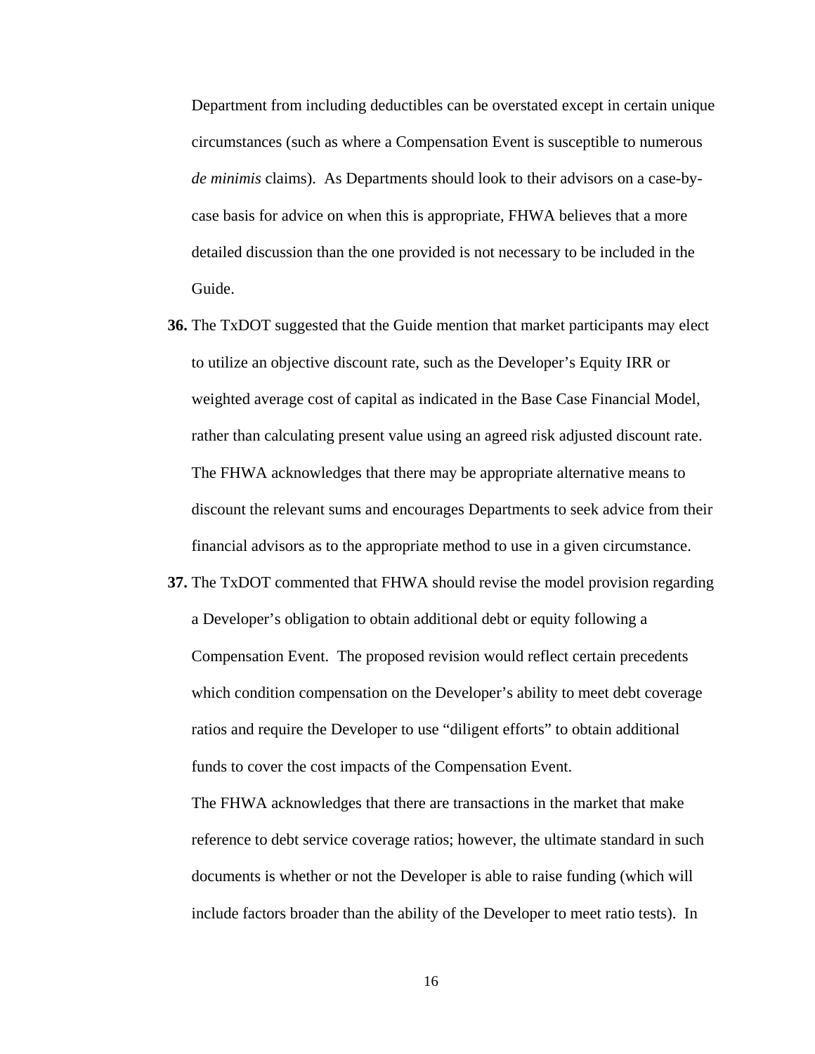Department from including deductibles can be overstated except in certain unique circumstances (such as where a Compensation Event is susceptible to numerous *de minimis* claims). As Departments should look to their advisors on a case-by-case basis for advice on when this is appropriate, FHWA believes that a more detailed discussion than the one provided is not necessary to be included in the Guide.

**36.** The TxDOT suggested that the Guide mention that market participants may elect to utilize an objective discount rate, such as the Developer's Equity IRR or weighted average cost of capital as indicated in the Base Case Financial Model, rather than calculating present value using an agreed risk adjusted discount rate. The FHWA acknowledges that there may be appropriate alternative means to discount the relevant sums and encourages Departments to seek advice from their financial advisors as to the appropriate method to use in a given circumstance.

**37.** The TxDOT commented that FHWA should revise the model provision regarding a Developer's obligation to obtain additional debt or equity following a Compensation Event. The proposed revision would reflect certain precedents which condition compensation on the Developer's ability to meet debt coverage ratios and require the Developer to use "diligent efforts" to obtain additional funds to cover the cost impacts of the Compensation Event.

The FHWA acknowledges that there are transactions in the market that make reference to debt service coverage ratios; however, the ultimate standard in such documents is whether or not the Developer is able to raise funding (which will include factors broader than the ability of the Developer to meet ratio tests). In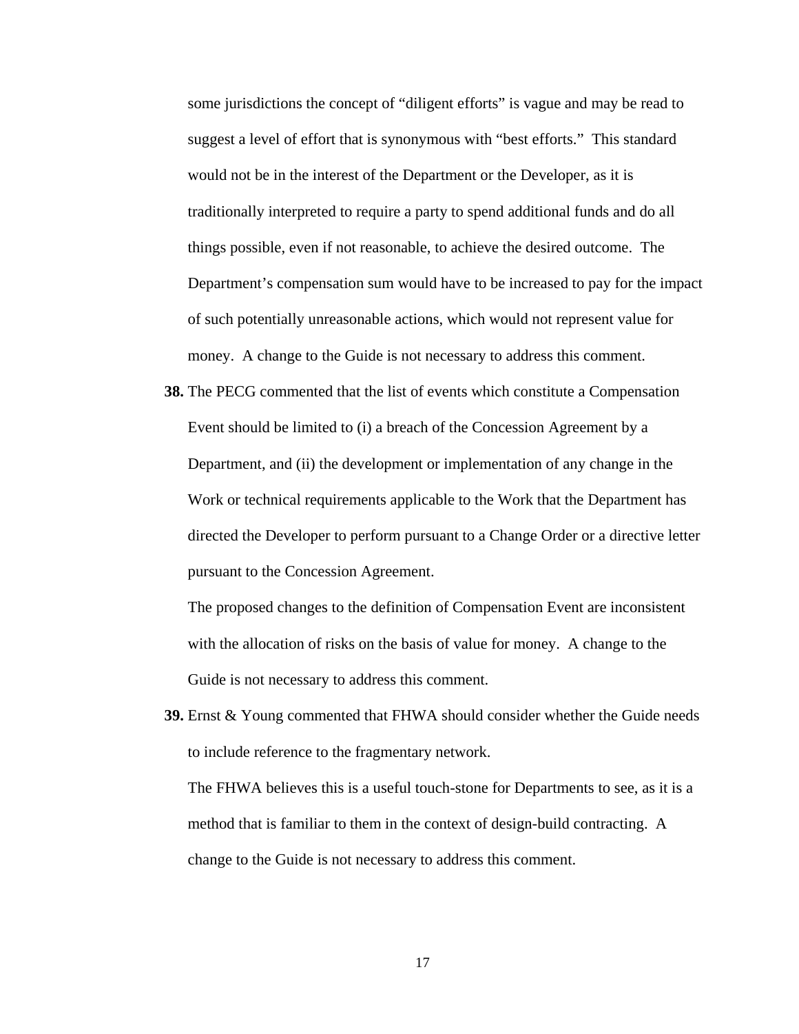some jurisdictions the concept of "diligent efforts" is vague and may be read to suggest a level of effort that is synonymous with "best efforts." This standard would not be in the interest of the Department or the Developer, as it is traditionally interpreted to require a party to spend additional funds and do all things possible, even if not reasonable, to achieve the desired outcome. The Department's compensation sum would have to be increased to pay for the impact of such potentially unreasonable actions, which would not represent value for money. A change to the Guide is not necessary to address this comment.

**38.** The PECG commented that the list of events which constitute a Compensation Event should be limited to (i) a breach of the Concession Agreement by a Department, and (ii) the development or implementation of any change in the Work or technical requirements applicable to the Work that the Department has directed the Developer to perform pursuant to a Change Order or a directive letter pursuant to the Concession Agreement.

The proposed changes to the definition of Compensation Event are inconsistent with the allocation of risks on the basis of value for money. A change to the Guide is not necessary to address this comment.

**39.** Ernst & Young commented that FHWA should consider whether the Guide needs to include reference to the fragmentary network.

The FHWA believes this is a useful touch-stone for Departments to see, as it is a method that is familiar to them in the context of design-build contracting. A change to the Guide is not necessary to address this comment.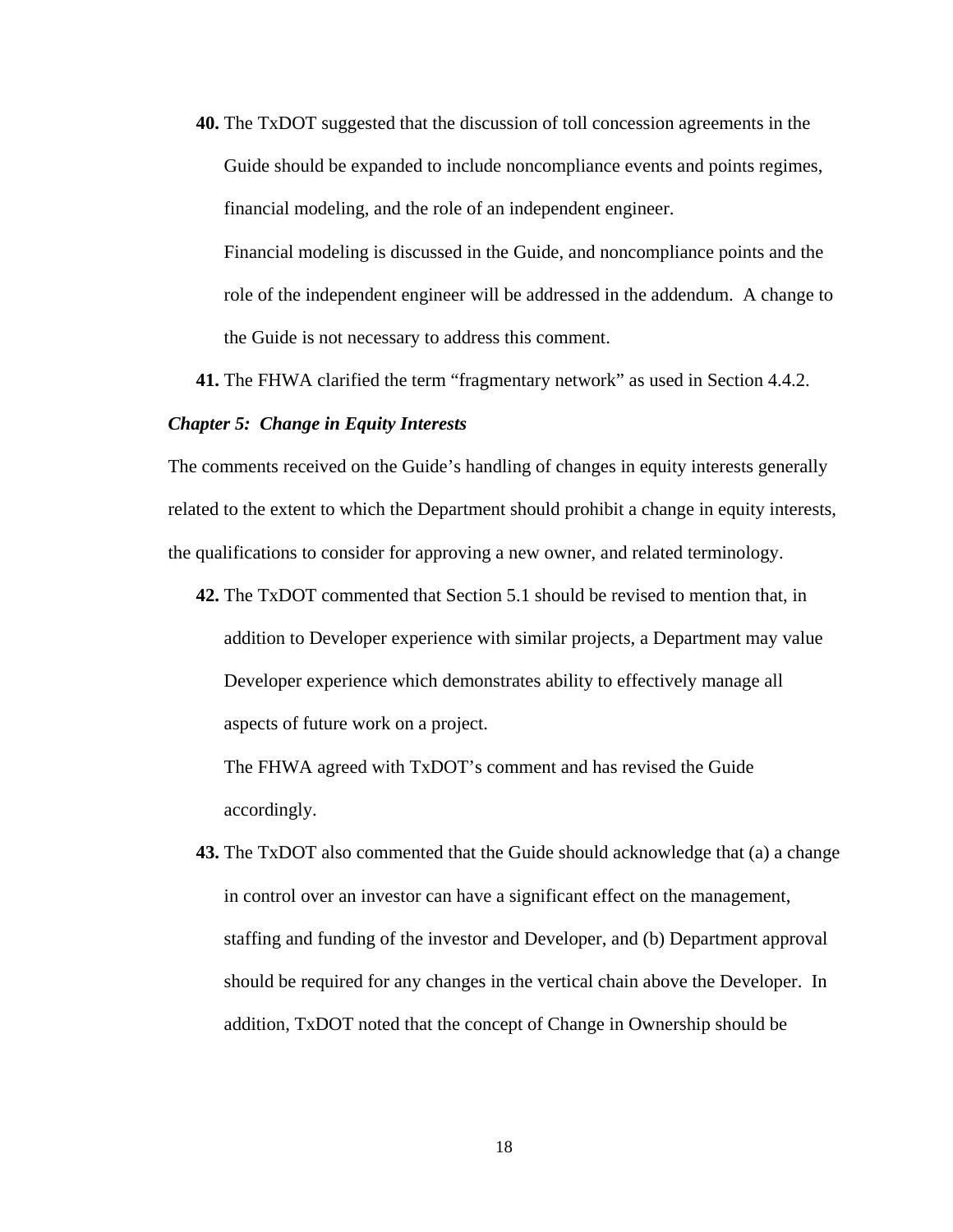**40.** The TxDOT suggested that the discussion of toll concession agreements in the Guide should be expanded to include noncompliance events and points regimes, financial modeling, and the role of an independent engineer.

Financial modeling is discussed in the Guide, and noncompliance points and the role of the independent engineer will be addressed in the addendum. A change to the Guide is not necessary to address this comment.

**41.** The FHWA clarified the term "fragmentary network" as used in Section 4.4.2.

***Chapter 5: Change in Equity Interests***

The comments received on the Guide's handling of changes in equity interests generally related to the extent to which the Department should prohibit a change in equity interests, the qualifications to consider for approving a new owner, and related terminology.

**42.** The TxDOT commented that Section 5.1 should be revised to mention that, in addition to Developer experience with similar projects, a Department may value Developer experience which demonstrates ability to effectively manage all aspects of future work on a project.

The FHWA agreed with TxDOT's comment and has revised the Guide accordingly.

**43.** The TxDOT also commented that the Guide should acknowledge that (a) a change in control over an investor can have a significant effect on the management, staffing and funding of the investor and Developer, and (b) Department approval should be required for any changes in the vertical chain above the Developer. In addition, TxDOT noted that the concept of Change in Ownership should be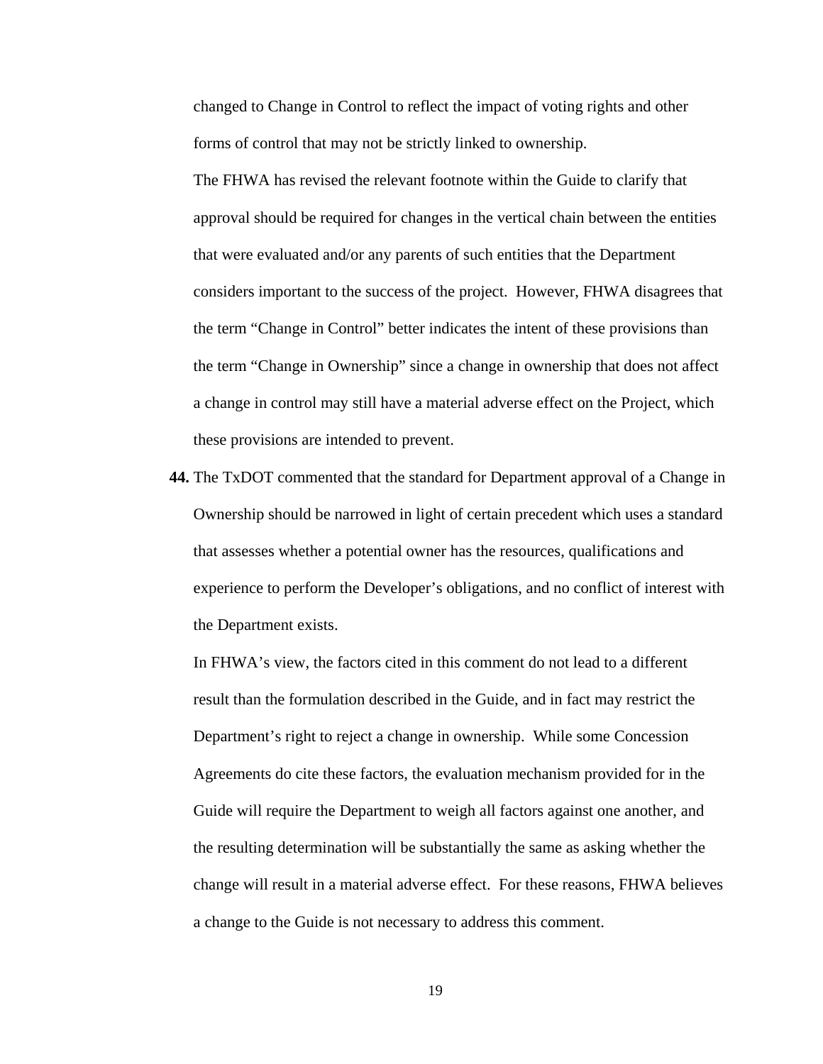changed to Change in Control to reflect the impact of voting rights and other forms of control that may not be strictly linked to ownership.

The FHWA has revised the relevant footnote within the Guide to clarify that approval should be required for changes in the vertical chain between the entities that were evaluated and/or any parents of such entities that the Department considers important to the success of the project. However, FHWA disagrees that the term "Change in Control" better indicates the intent of these provisions than the term "Change in Ownership" since a change in ownership that does not affect a change in control may still have a material adverse effect on the Project, which these provisions are intended to prevent.

**44.** The TxDOT commented that the standard for Department approval of a Change in Ownership should be narrowed in light of certain precedent which uses a standard that assesses whether a potential owner has the resources, qualifications and experience to perform the Developer's obligations, and no conflict of interest with the Department exists.

In FHWA's view, the factors cited in this comment do not lead to a different result than the formulation described in the Guide, and in fact may restrict the Department's right to reject a change in ownership. While some Concession Agreements do cite these factors, the evaluation mechanism provided for in the Guide will require the Department to weigh all factors against one another, and the resulting determination will be substantially the same as asking whether the change will result in a material adverse effect. For these reasons, FHWA believes a change to the Guide is not necessary to address this comment.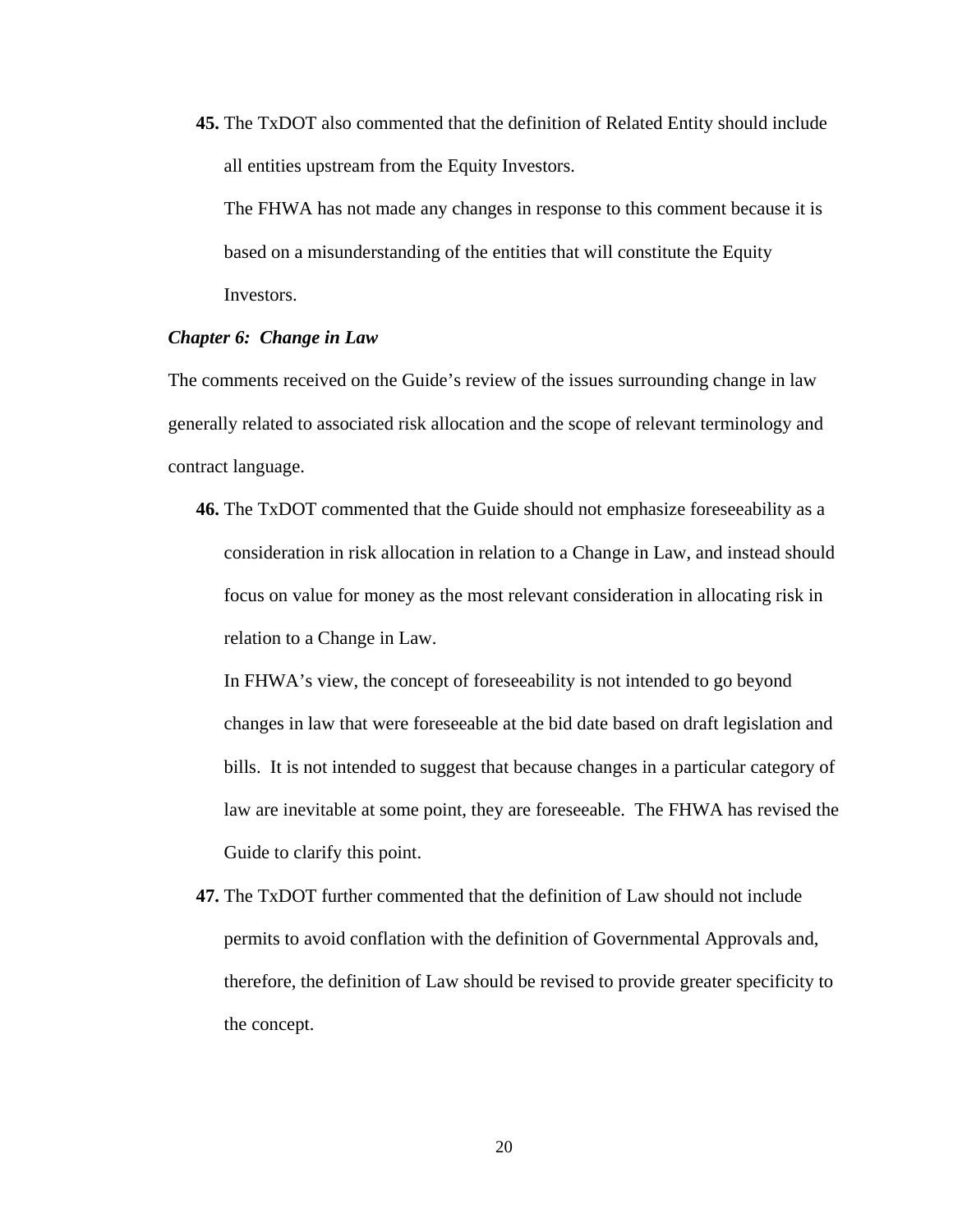**45.** The TxDOT also commented that the definition of Related Entity should include all entities upstream from the Equity Investors.

The FHWA has not made any changes in response to this comment because it is based on a misunderstanding of the entities that will constitute the Equity Investors.

***Chapter 6: Change in Law***

The comments received on the Guide's review of the issues surrounding change in law generally related to associated risk allocation and the scope of relevant terminology and contract language.

**46.** The TxDOT commented that the Guide should not emphasize foreseeability as a consideration in risk allocation in relation to a Change in Law, and instead should focus on value for money as the most relevant consideration in allocating risk in relation to a Change in Law.

In FHWA's view, the concept of foreseeability is not intended to go beyond changes in law that were foreseeable at the bid date based on draft legislation and bills. It is not intended to suggest that because changes in a particular category of law are inevitable at some point, they are foreseeable. The FHWA has revised the Guide to clarify this point.

**47.** The TxDOT further commented that the definition of Law should not include permits to avoid conflation with the definition of Governmental Approvals and, therefore, the definition of Law should be revised to provide greater specificity to the concept.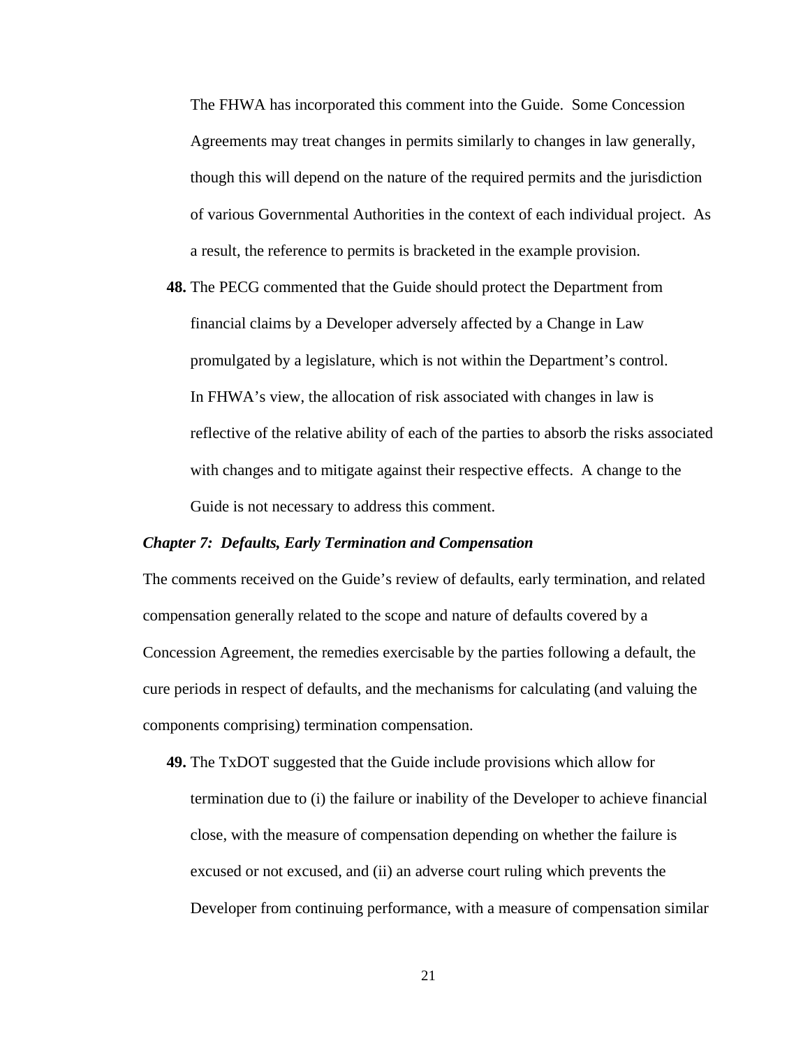The FHWA has incorporated this comment into the Guide. Some Concession Agreements may treat changes in permits similarly to changes in law generally, though this will depend on the nature of the required permits and the jurisdiction of various Governmental Authorities in the context of each individual project. As a result, the reference to permits is bracketed in the example provision.

**48.** The PECG commented that the Guide should protect the Department from financial claims by a Developer adversely affected by a Change in Law promulgated by a legislature, which is not within the Department's control. In FHWA's view, the allocation of risk associated with changes in law is reflective of the relative ability of each of the parties to absorb the risks associated with changes and to mitigate against their respective effects. A change to the Guide is not necessary to address this comment.

***Chapter 7: Defaults, Early Termination and Compensation***

The comments received on the Guide's review of defaults, early termination, and related compensation generally related to the scope and nature of defaults covered by a Concession Agreement, the remedies exercisable by the parties following a default, the cure periods in respect of defaults, and the mechanisms for calculating (and valuing the components comprising) termination compensation.

**49.** The TxDOT suggested that the Guide include provisions which allow for termination due to (i) the failure or inability of the Developer to achieve financial close, with the measure of compensation depending on whether the failure is excused or not excused, and (ii) an adverse court ruling which prevents the Developer from continuing performance, with a measure of compensation similar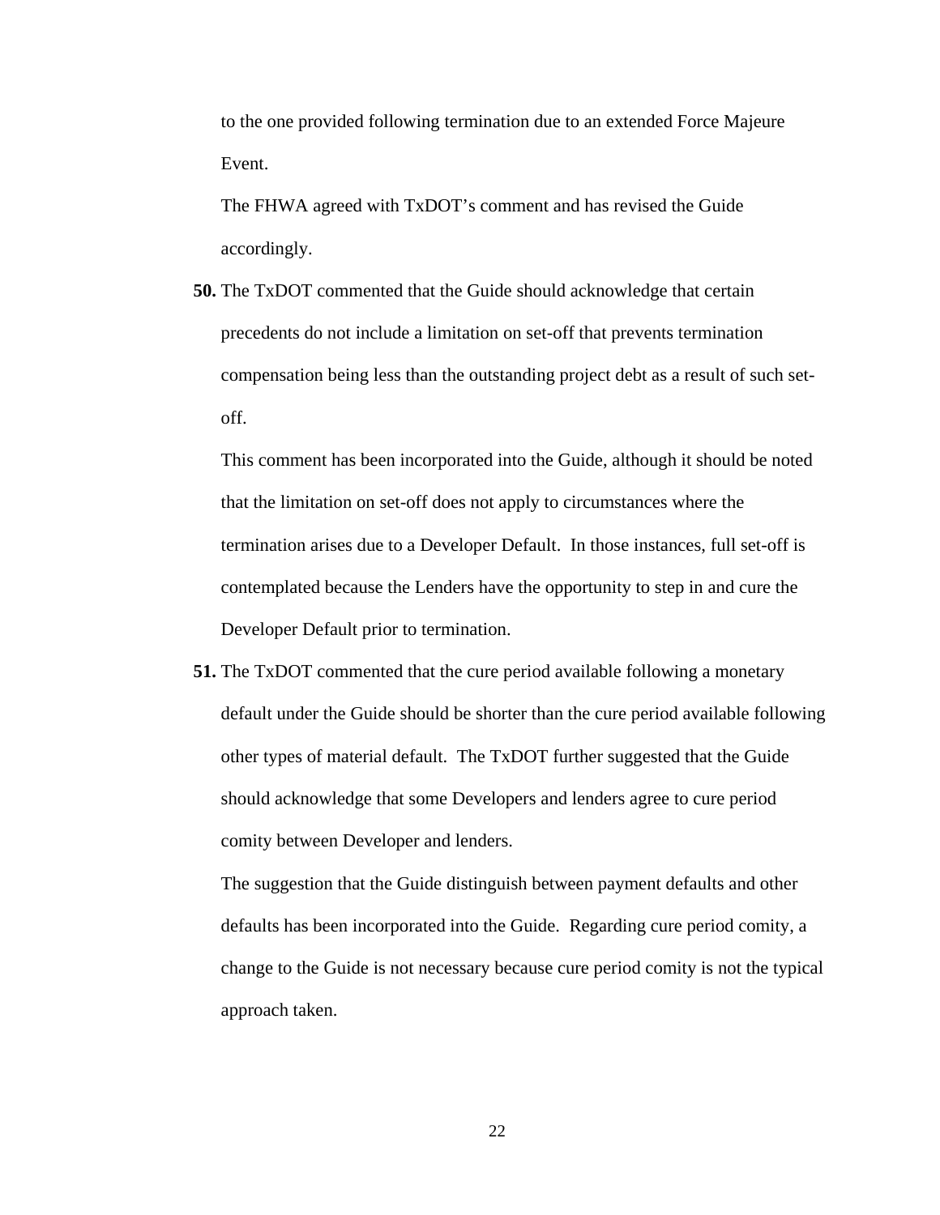to the one provided following termination due to an extended Force Majeure Event.

The FHWA agreed with TxDOT's comment and has revised the Guide accordingly.

**50.** The TxDOT commented that the Guide should acknowledge that certain precedents do not include a limitation on set-off that prevents termination compensation being less than the outstanding project debt as a result of such set-off.

This comment has been incorporated into the Guide, although it should be noted that the limitation on set-off does not apply to circumstances where the termination arises due to a Developer Default. In those instances, full set-off is contemplated because the Lenders have the opportunity to step in and cure the Developer Default prior to termination.

**51.** The TxDOT commented that the cure period available following a monetary default under the Guide should be shorter than the cure period available following other types of material default. The TxDOT further suggested that the Guide should acknowledge that some Developers and lenders agree to cure period comity between Developer and lenders.

The suggestion that the Guide distinguish between payment defaults and other defaults has been incorporated into the Guide. Regarding cure period comity, a change to the Guide is not necessary because cure period comity is not the typical approach taken.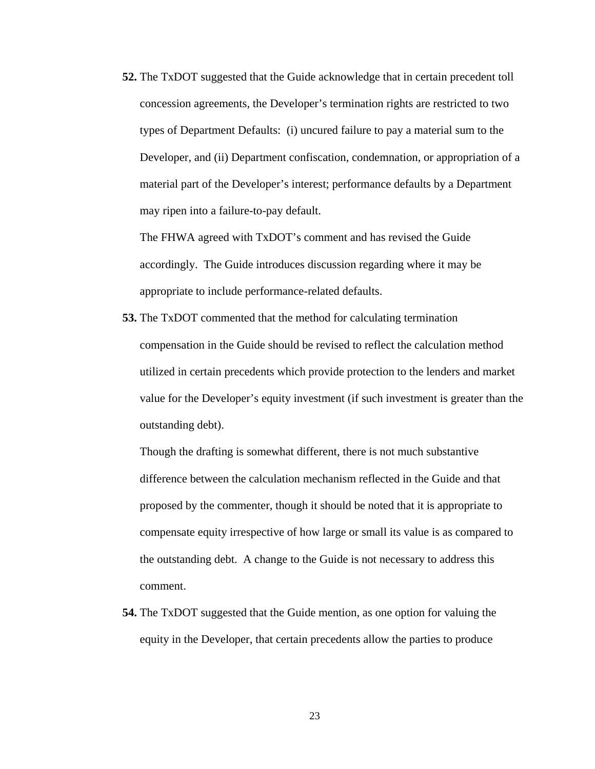**52.** The TxDOT suggested that the Guide acknowledge that in certain precedent toll concession agreements, the Developer's termination rights are restricted to two types of Department Defaults: (i) uncured failure to pay a material sum to the Developer, and (ii) Department confiscation, condemnation, or appropriation of a material part of the Developer's interest; performance defaults by a Department may ripen into a failure-to-pay default.

The FHWA agreed with TxDOT's comment and has revised the Guide accordingly. The Guide introduces discussion regarding where it may be appropriate to include performance-related defaults.

**53.** The TxDOT commented that the method for calculating termination compensation in the Guide should be revised to reflect the calculation method utilized in certain precedents which provide protection to the lenders and market value for the Developer's equity investment (if such investment is greater than the outstanding debt).

Though the drafting is somewhat different, there is not much substantive difference between the calculation mechanism reflected in the Guide and that proposed by the commenter, though it should be noted that it is appropriate to compensate equity irrespective of how large or small its value is as compared to the outstanding debt. A change to the Guide is not necessary to address this comment.

**54.** The TxDOT suggested that the Guide mention, as one option for valuing the equity in the Developer, that certain precedents allow the parties to produce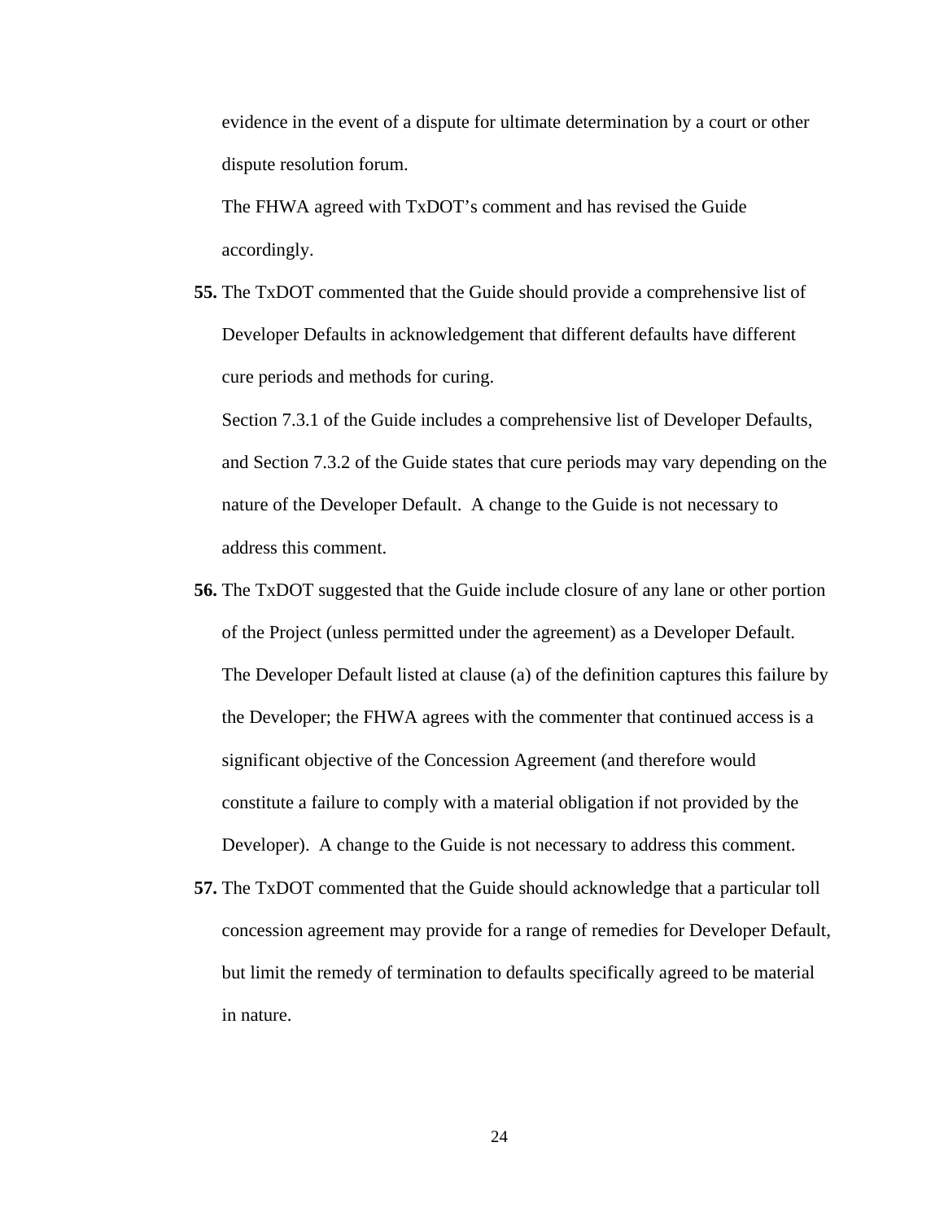evidence in the event of a dispute for ultimate determination by a court or other dispute resolution forum.

The FHWA agreed with TxDOT's comment and has revised the Guide accordingly.

**55.** The TxDOT commented that the Guide should provide a comprehensive list of Developer Defaults in acknowledgement that different defaults have different cure periods and methods for curing.

Section 7.3.1 of the Guide includes a comprehensive list of Developer Defaults, and Section 7.3.2 of the Guide states that cure periods may vary depending on the nature of the Developer Default. A change to the Guide is not necessary to address this comment.

**56.** The TxDOT suggested that the Guide include closure of any lane or other portion of the Project (unless permitted under the agreement) as a Developer Default. The Developer Default listed at clause (a) of the definition captures this failure by the Developer; the FHWA agrees with the commenter that continued access is a significant objective of the Concession Agreement (and therefore would constitute a failure to comply with a material obligation if not provided by the Developer). A change to the Guide is not necessary to address this comment.

**57.** The TxDOT commented that the Guide should acknowledge that a particular toll concession agreement may provide for a range of remedies for Developer Default, but limit the remedy of termination to defaults specifically agreed to be material in nature.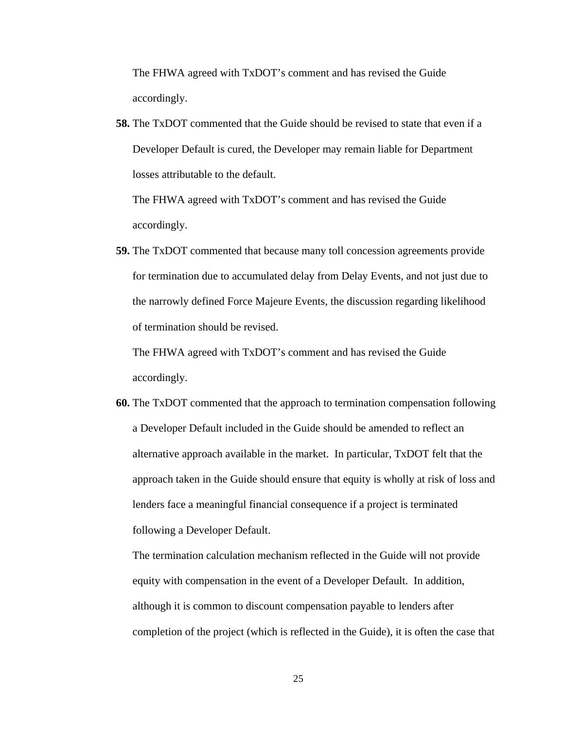The FHWA agreed with TxDOT's comment and has revised the Guide accordingly.

**58.** The TxDOT commented that the Guide should be revised to state that even if a Developer Default is cured, the Developer may remain liable for Department losses attributable to the default.

The FHWA agreed with TxDOT's comment and has revised the Guide accordingly.

**59.** The TxDOT commented that because many toll concession agreements provide for termination due to accumulated delay from Delay Events, and not just due to the narrowly defined Force Majeure Events, the discussion regarding likelihood of termination should be revised.

The FHWA agreed with TxDOT's comment and has revised the Guide accordingly.

**60.** The TxDOT commented that the approach to termination compensation following a Developer Default included in the Guide should be amended to reflect an alternative approach available in the market. In particular, TxDOT felt that the approach taken in the Guide should ensure that equity is wholly at risk of loss and lenders face a meaningful financial consequence if a project is terminated following a Developer Default.

The termination calculation mechanism reflected in the Guide will not provide equity with compensation in the event of a Developer Default. In addition, although it is common to discount compensation payable to lenders after completion of the project (which is reflected in the Guide), it is often the case that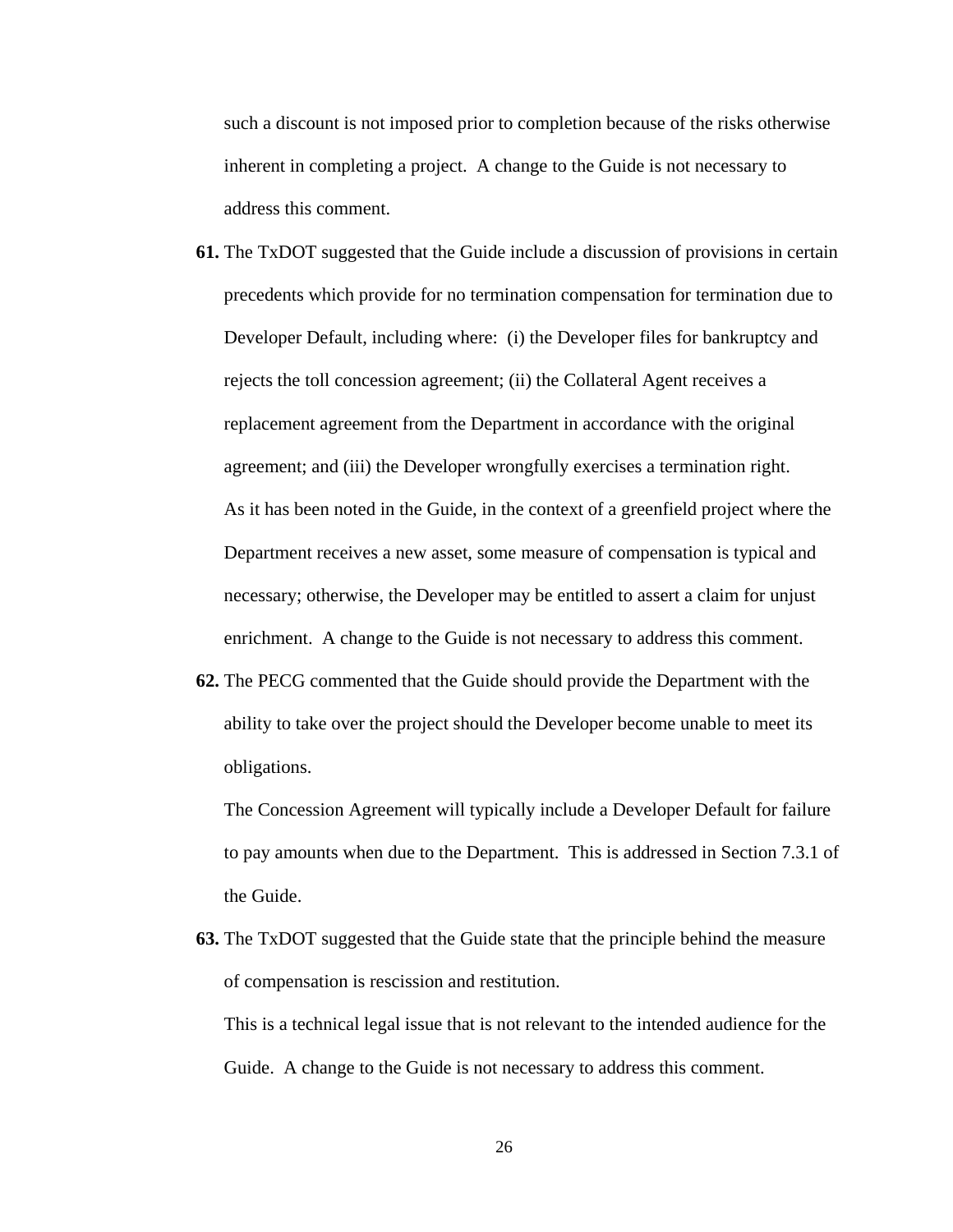such a discount is not imposed prior to completion because of the risks otherwise inherent in completing a project. A change to the Guide is not necessary to address this comment.

**61.** The TxDOT suggested that the Guide include a discussion of provisions in certain precedents which provide for no termination compensation for termination due to Developer Default, including where: (i) the Developer files for bankruptcy and rejects the toll concession agreement; (ii) the Collateral Agent receives a replacement agreement from the Department in accordance with the original agreement; and (iii) the Developer wrongfully exercises a termination right.

As it has been noted in the Guide, in the context of a greenfield project where the Department receives a new asset, some measure of compensation is typical and necessary; otherwise, the Developer may be entitled to assert a claim for unjust enrichment. A change to the Guide is not necessary to address this comment.

**62.** The PECG commented that the Guide should provide the Department with the ability to take over the project should the Developer become unable to meet its obligations.

The Concession Agreement will typically include a Developer Default for failure to pay amounts when due to the Department. This is addressed in Section 7.3.1 of the Guide.

**63.** The TxDOT suggested that the Guide state that the principle behind the measure of compensation is rescission and restitution.

This is a technical legal issue that is not relevant to the intended audience for the Guide. A change to the Guide is not necessary to address this comment.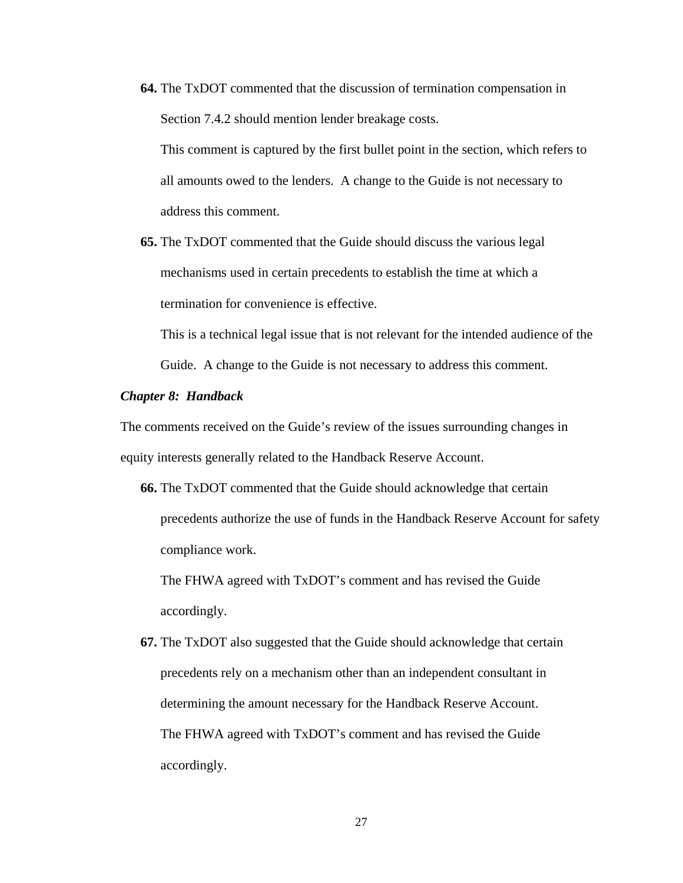**64.** The TxDOT commented that the discussion of termination compensation in Section 7.4.2 should mention lender breakage costs.

This comment is captured by the first bullet point in the section, which refers to all amounts owed to the lenders.  A change to the Guide is not necessary to address this comment.

**65.** The TxDOT commented that the Guide should discuss the various legal mechanisms used in certain precedents to establish the time at which a termination for convenience is effective.

This is a technical legal issue that is not relevant for the intended audience of the Guide.  A change to the Guide is not necessary to address this comment.

***Chapter 8:  Handback***

The comments received on the Guide's review of the issues surrounding changes in equity interests generally related to the Handback Reserve Account.

**66.** The TxDOT commented that the Guide should acknowledge that certain precedents authorize the use of funds in the Handback Reserve Account for safety compliance work.

The FHWA agreed with TxDOT's comment and has revised the Guide accordingly.

**67.** The TxDOT also suggested that the Guide should acknowledge that certain precedents rely on a mechanism other than an independent consultant in determining the amount necessary for the Handback Reserve Account.

The FHWA agreed with TxDOT's comment and has revised the Guide accordingly.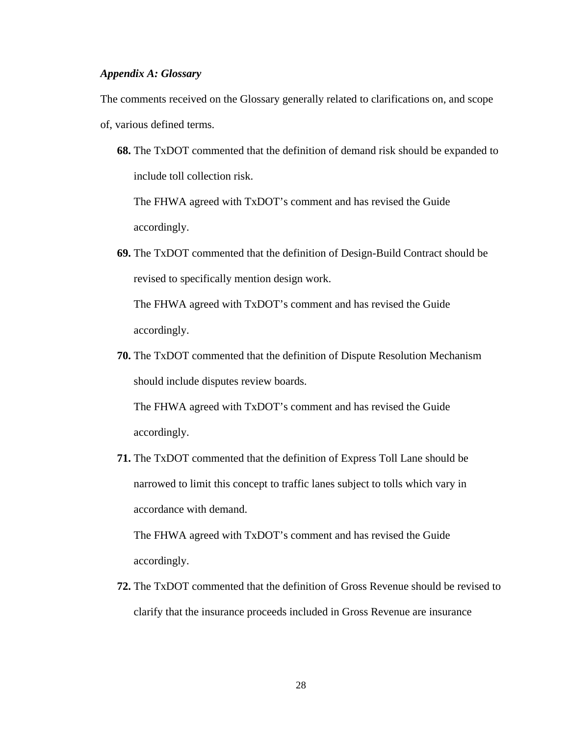***Appendix A: Glossary***

The comments received on the Glossary generally related to clarifications on, and scope of, various defined terms.

**68.** The TxDOT commented that the definition of demand risk should be expanded to include toll collection risk.

The FHWA agreed with TxDOT's comment and has revised the Guide accordingly.

**69.** The TxDOT commented that the definition of Design-Build Contract should be revised to specifically mention design work.

The FHWA agreed with TxDOT's comment and has revised the Guide accordingly.

**70.** The TxDOT commented that the definition of Dispute Resolution Mechanism should include disputes review boards.

The FHWA agreed with TxDOT's comment and has revised the Guide accordingly.

**71.** The TxDOT commented that the definition of Express Toll Lane should be narrowed to limit this concept to traffic lanes subject to tolls which vary in accordance with demand.

The FHWA agreed with TxDOT's comment and has revised the Guide accordingly.

**72.** The TxDOT commented that the definition of Gross Revenue should be revised to clarify that the insurance proceeds included in Gross Revenue are insurance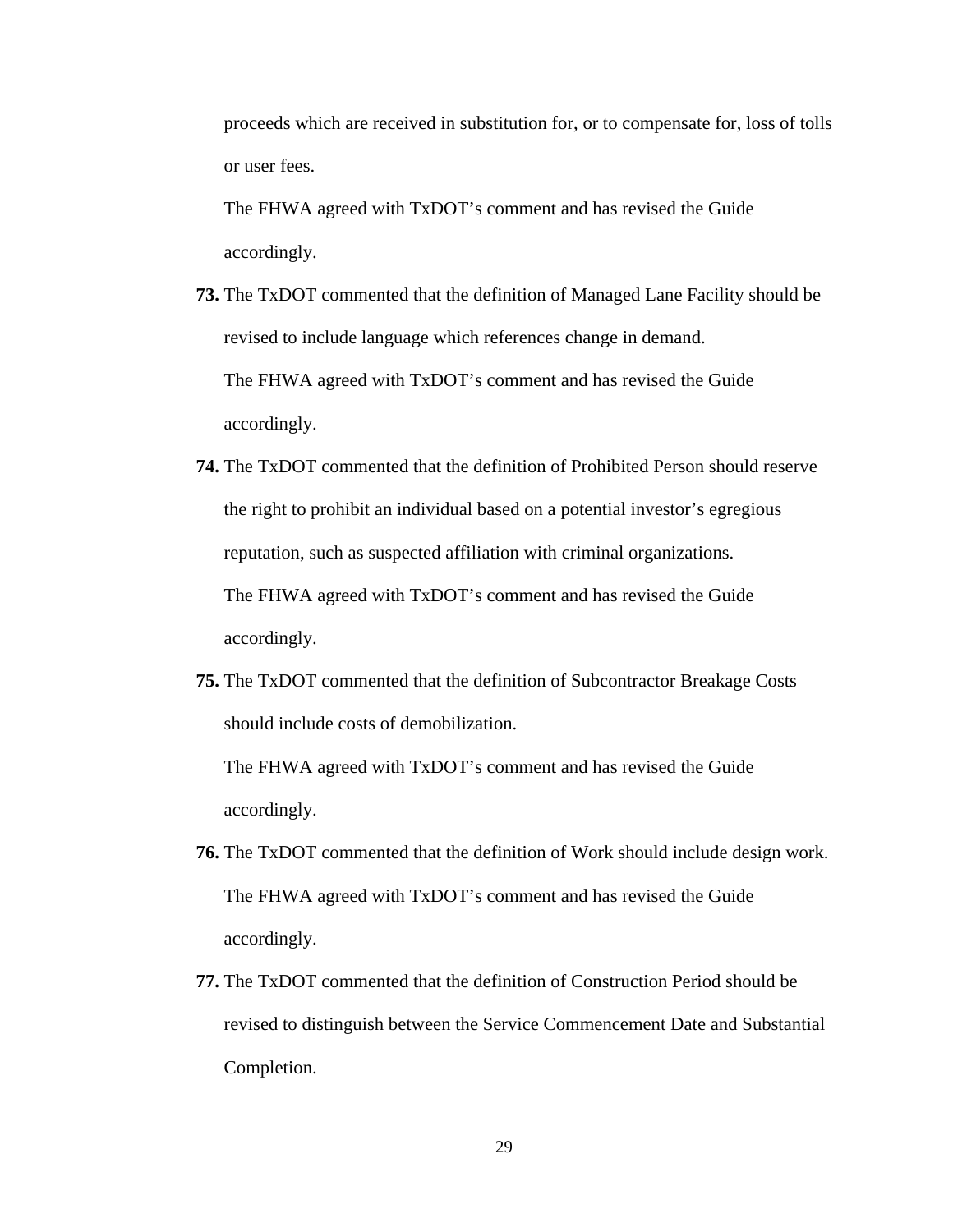proceeds which are received in substitution for, or to compensate for, loss of tolls or user fees.

The FHWA agreed with TxDOT's comment and has revised the Guide accordingly.

**73.** The TxDOT commented that the definition of Managed Lane Facility should be revised to include language which references change in demand.

The FHWA agreed with TxDOT's comment and has revised the Guide accordingly.

**74.** The TxDOT commented that the definition of Prohibited Person should reserve the right to prohibit an individual based on a potential investor's egregious reputation, such as suspected affiliation with criminal organizations.

The FHWA agreed with TxDOT's comment and has revised the Guide accordingly.

**75.** The TxDOT commented that the definition of Subcontractor Breakage Costs should include costs of demobilization.

The FHWA agreed with TxDOT's comment and has revised the Guide accordingly.

**76.** The TxDOT commented that the definition of Work should include design work.

The FHWA agreed with TxDOT's comment and has revised the Guide accordingly.

**77.** The TxDOT commented that the definition of Construction Period should be revised to distinguish between the Service Commencement Date and Substantial Completion.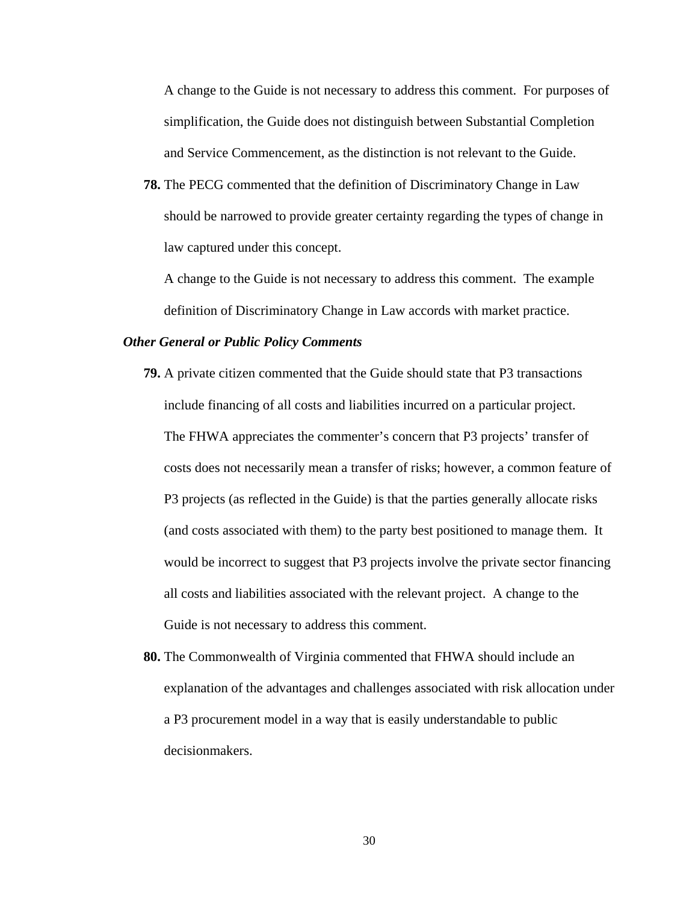A change to the Guide is not necessary to address this comment. For purposes of simplification, the Guide does not distinguish between Substantial Completion and Service Commencement, as the distinction is not relevant to the Guide.

**78.** The PECG commented that the definition of Discriminatory Change in Law should be narrowed to provide greater certainty regarding the types of change in law captured under this concept.

A change to the Guide is not necessary to address this comment. The example definition of Discriminatory Change in Law accords with market practice.

***Other General or Public Policy Comments***

**79.** A private citizen commented that the Guide should state that P3 transactions include financing of all costs and liabilities incurred on a particular project.

The FHWA appreciates the commenter's concern that P3 projects' transfer of costs does not necessarily mean a transfer of risks; however, a common feature of P3 projects (as reflected in the Guide) is that the parties generally allocate risks (and costs associated with them) to the party best positioned to manage them. It would be incorrect to suggest that P3 projects involve the private sector financing all costs and liabilities associated with the relevant project. A change to the Guide is not necessary to address this comment.

**80.** The Commonwealth of Virginia commented that FHWA should include an explanation of the advantages and challenges associated with risk allocation under a P3 procurement model in a way that is easily understandable to public decisionmakers.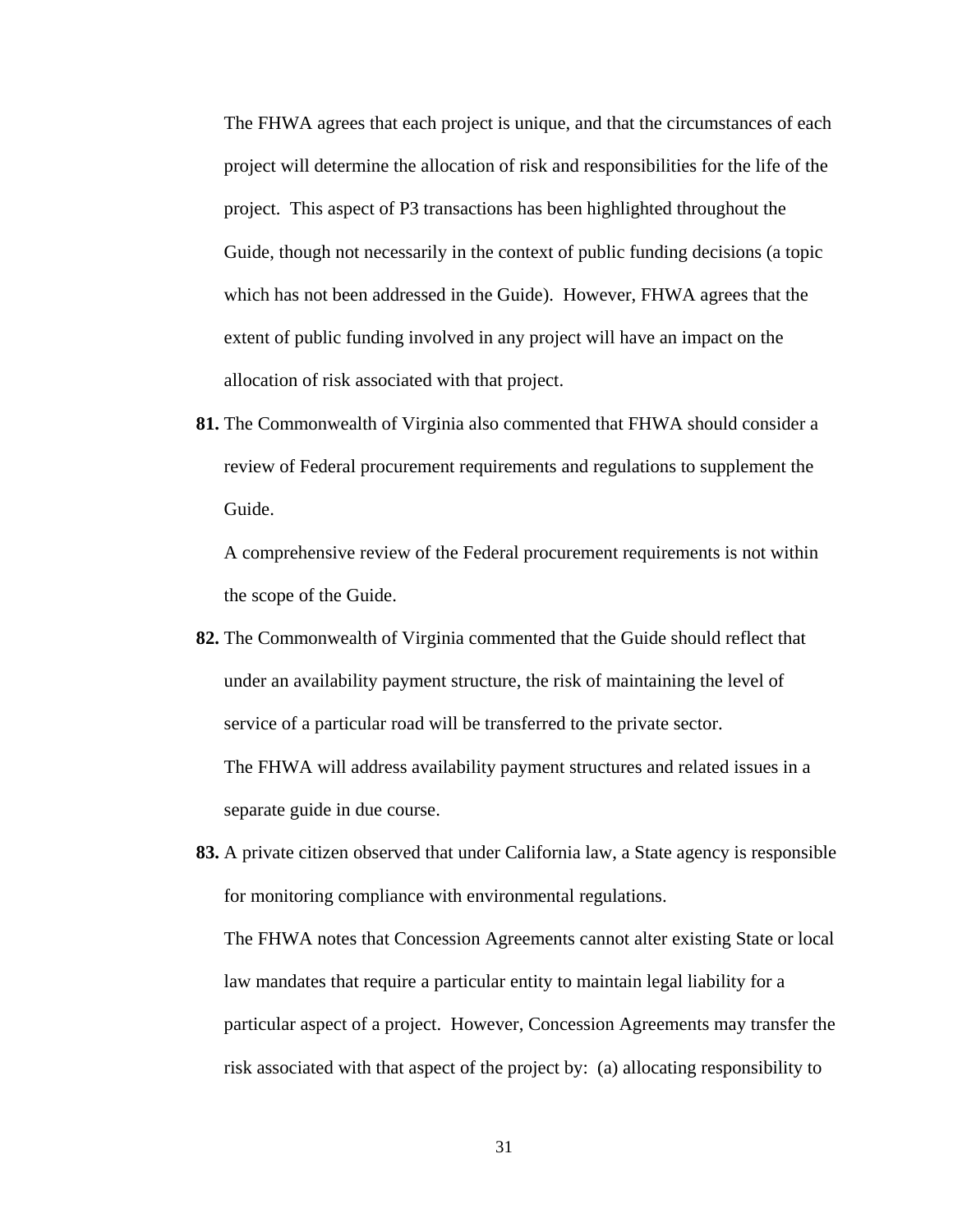The FHWA agrees that each project is unique, and that the circumstances of each project will determine the allocation of risk and responsibilities for the life of the project. This aspect of P3 transactions has been highlighted throughout the Guide, though not necessarily in the context of public funding decisions (a topic which has not been addressed in the Guide). However, FHWA agrees that the extent of public funding involved in any project will have an impact on the allocation of risk associated with that project.

**81.** The Commonwealth of Virginia also commented that FHWA should consider a review of Federal procurement requirements and regulations to supplement the Guide.

A comprehensive review of the Federal procurement requirements is not within the scope of the Guide.

**82.** The Commonwealth of Virginia commented that the Guide should reflect that under an availability payment structure, the risk of maintaining the level of service of a particular road will be transferred to the private sector.

The FHWA will address availability payment structures and related issues in a separate guide in due course.

**83.** A private citizen observed that under California law, a State agency is responsible for monitoring compliance with environmental regulations.

The FHWA notes that Concession Agreements cannot alter existing State or local law mandates that require a particular entity to maintain legal liability for a particular aspect of a project. However, Concession Agreements may transfer the risk associated with that aspect of the project by: (a) allocating responsibility to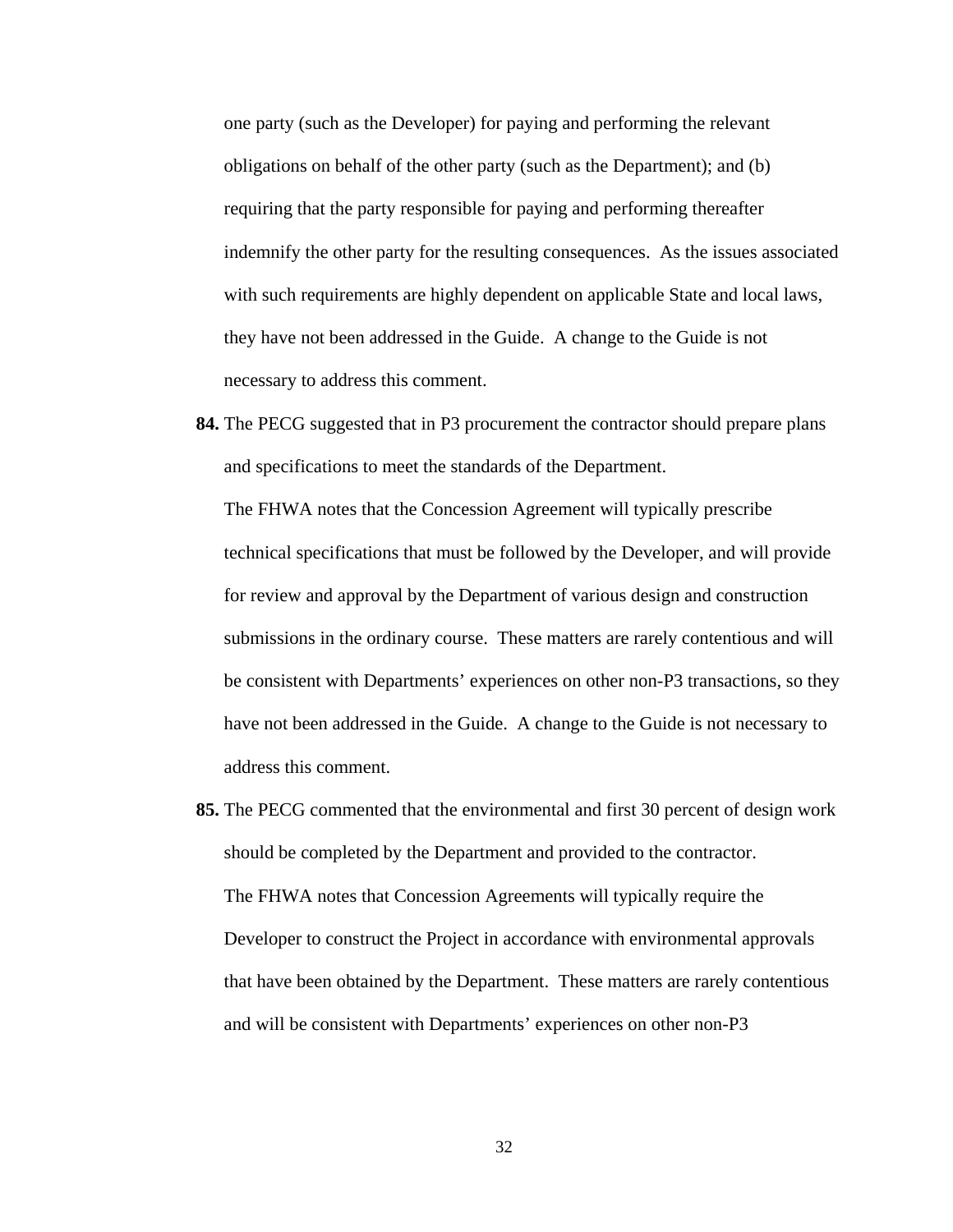one party (such as the Developer) for paying and performing the relevant obligations on behalf of the other party (such as the Department); and (b) requiring that the party responsible for paying and performing thereafter indemnify the other party for the resulting consequences. As the issues associated with such requirements are highly dependent on applicable State and local laws, they have not been addressed in the Guide. A change to the Guide is not necessary to address this comment.

**84.** The PECG suggested that in P3 procurement the contractor should prepare plans and specifications to meet the standards of the Department.

The FHWA notes that the Concession Agreement will typically prescribe technical specifications that must be followed by the Developer, and will provide for review and approval by the Department of various design and construction submissions in the ordinary course. These matters are rarely contentious and will be consistent with Departments' experiences on other non-P3 transactions, so they have not been addressed in the Guide. A change to the Guide is not necessary to address this comment.

**85.** The PECG commented that the environmental and first 30 percent of design work should be completed by the Department and provided to the contractor.

The FHWA notes that Concession Agreements will typically require the Developer to construct the Project in accordance with environmental approvals that have been obtained by the Department. These matters are rarely contentious and will be consistent with Departments' experiences on other non-P3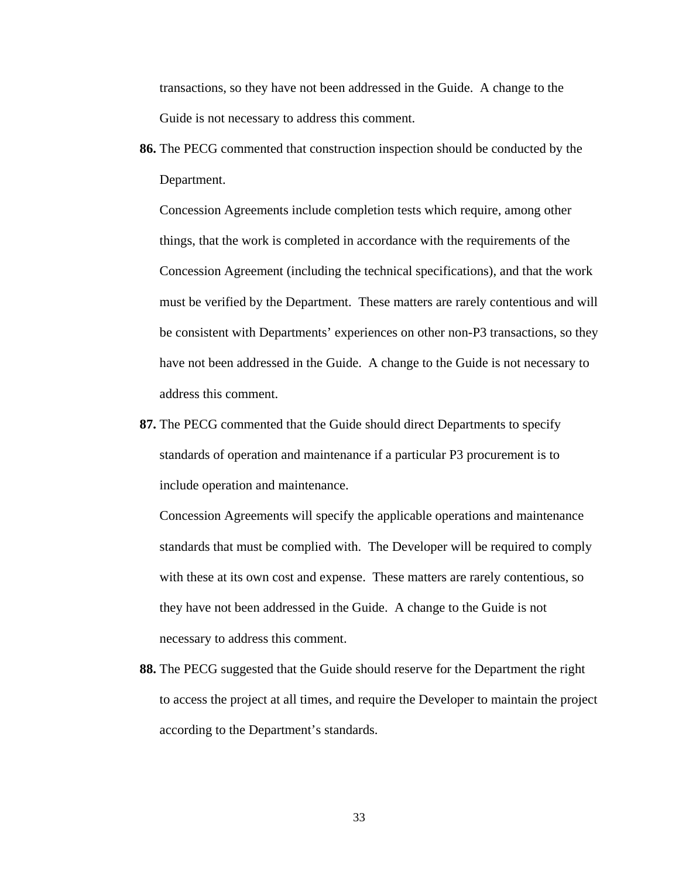transactions, so they have not been addressed in the Guide. A change to the Guide is not necessary to address this comment.

**86.** The PECG commented that construction inspection should be conducted by the Department.

Concession Agreements include completion tests which require, among other things, that the work is completed in accordance with the requirements of the Concession Agreement (including the technical specifications), and that the work must be verified by the Department. These matters are rarely contentious and will be consistent with Departments' experiences on other non-P3 transactions, so they have not been addressed in the Guide. A change to the Guide is not necessary to address this comment.

**87.** The PECG commented that the Guide should direct Departments to specify standards of operation and maintenance if a particular P3 procurement is to include operation and maintenance.

Concession Agreements will specify the applicable operations and maintenance standards that must be complied with. The Developer will be required to comply with these at its own cost and expense. These matters are rarely contentious, so they have not been addressed in the Guide. A change to the Guide is not necessary to address this comment.

**88.** The PECG suggested that the Guide should reserve for the Department the right to access the project at all times, and require the Developer to maintain the project according to the Department's standards.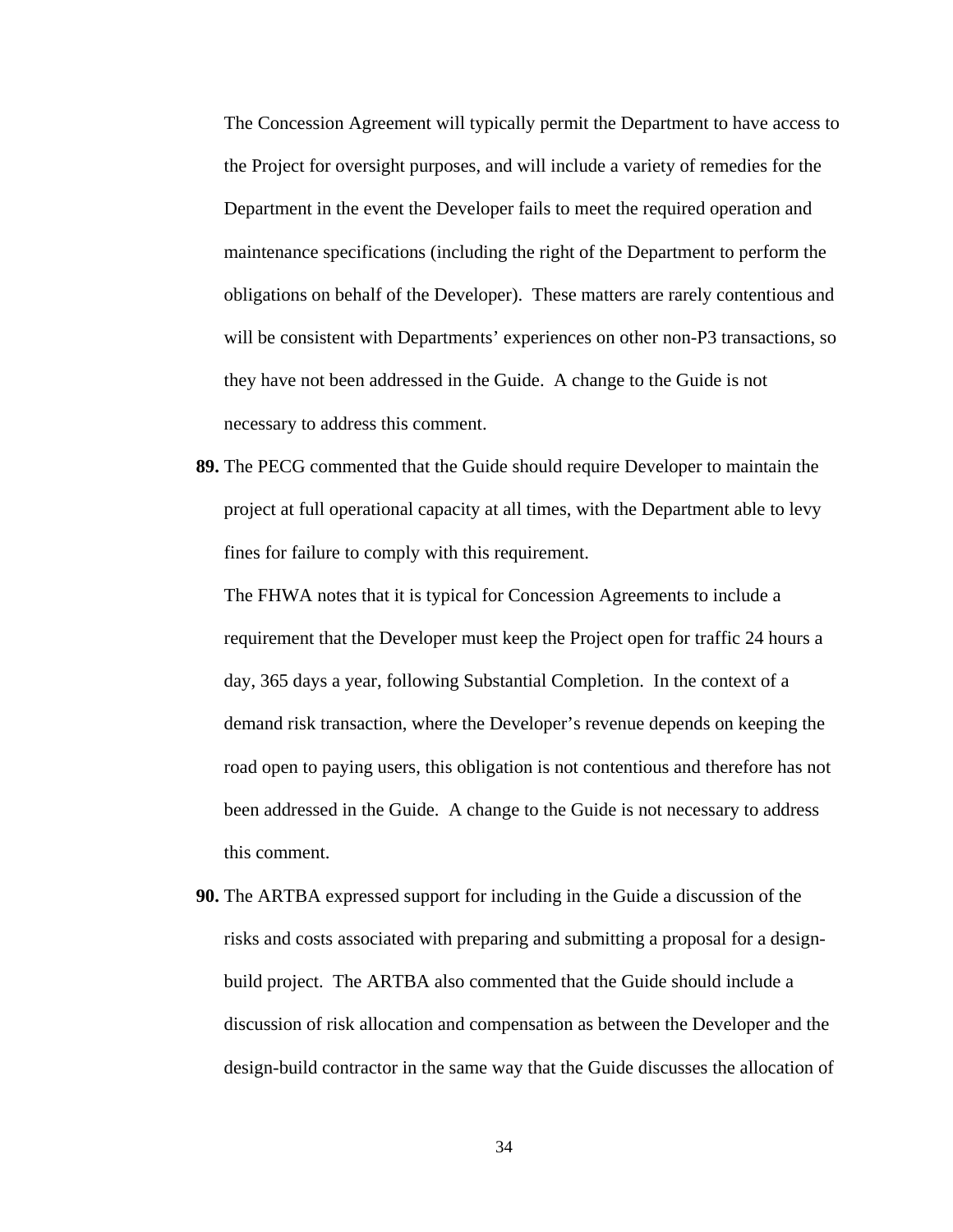The Concession Agreement will typically permit the Department to have access to the Project for oversight purposes, and will include a variety of remedies for the Department in the event the Developer fails to meet the required operation and maintenance specifications (including the right of the Department to perform the obligations on behalf of the Developer). These matters are rarely contentious and will be consistent with Departments' experiences on other non-P3 transactions, so they have not been addressed in the Guide. A change to the Guide is not necessary to address this comment.

**89.** The PECG commented that the Guide should require Developer to maintain the project at full operational capacity at all times, with the Department able to levy fines for failure to comply with this requirement.

The FHWA notes that it is typical for Concession Agreements to include a requirement that the Developer must keep the Project open for traffic 24 hours a day, 365 days a year, following Substantial Completion. In the context of a demand risk transaction, where the Developer's revenue depends on keeping the road open to paying users, this obligation is not contentious and therefore has not been addressed in the Guide. A change to the Guide is not necessary to address this comment.

**90.** The ARTBA expressed support for including in the Guide a discussion of the risks and costs associated with preparing and submitting a proposal for a design-build project. The ARTBA also commented that the Guide should include a discussion of risk allocation and compensation as between the Developer and the design-build contractor in the same way that the Guide discusses the allocation of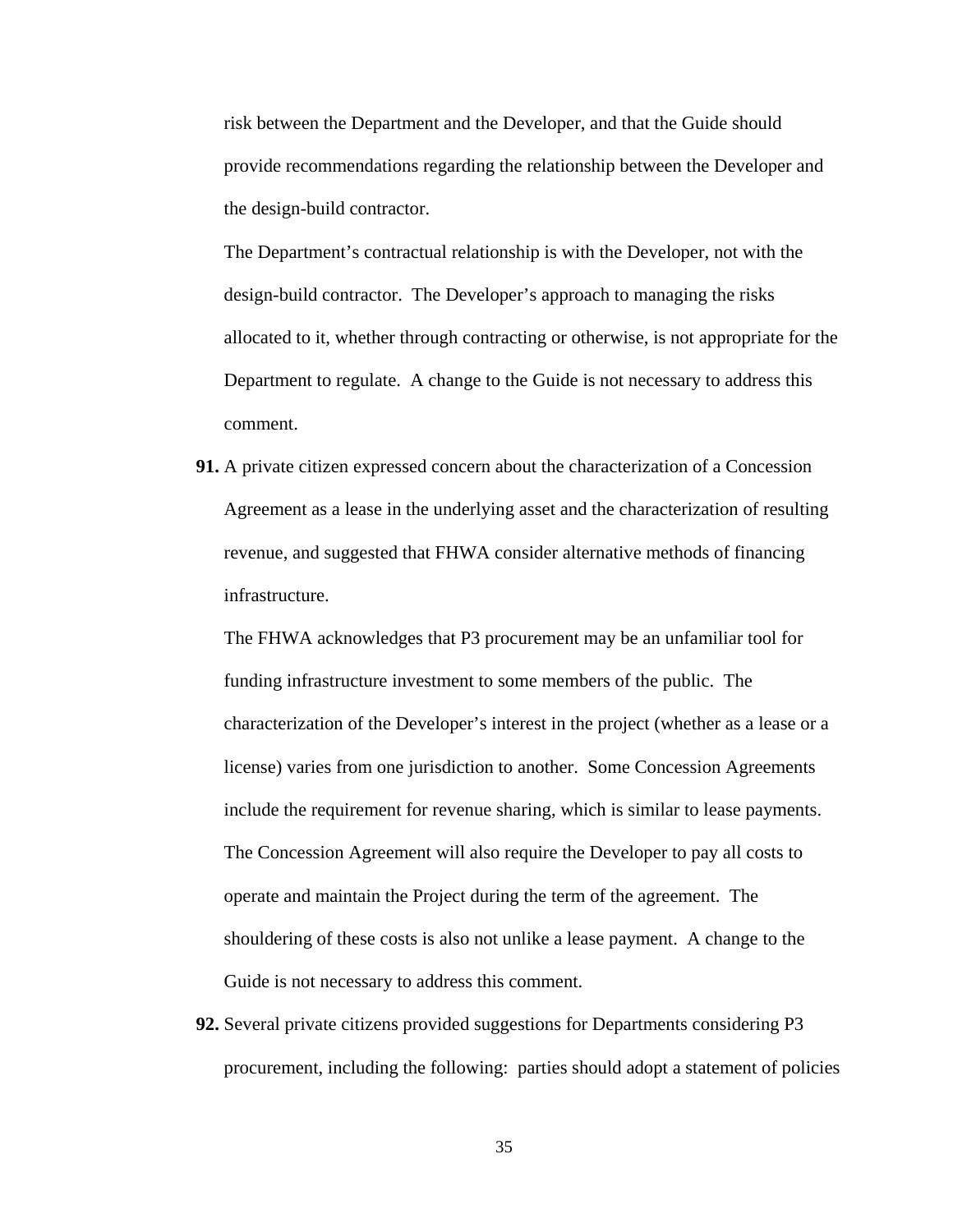risk between the Department and the Developer, and that the Guide should provide recommendations regarding the relationship between the Developer and the design-build contractor.

The Department's contractual relationship is with the Developer, not with the design-build contractor. The Developer's approach to managing the risks allocated to it, whether through contracting or otherwise, is not appropriate for the Department to regulate. A change to the Guide is not necessary to address this comment.

**91.** A private citizen expressed concern about the characterization of a Concession Agreement as a lease in the underlying asset and the characterization of resulting revenue, and suggested that FHWA consider alternative methods of financing infrastructure.

The FHWA acknowledges that P3 procurement may be an unfamiliar tool for funding infrastructure investment to some members of the public. The characterization of the Developer's interest in the project (whether as a lease or a license) varies from one jurisdiction to another. Some Concession Agreements include the requirement for revenue sharing, which is similar to lease payments. The Concession Agreement will also require the Developer to pay all costs to operate and maintain the Project during the term of the agreement. The shouldering of these costs is also not unlike a lease payment. A change to the Guide is not necessary to address this comment.

**92.** Several private citizens provided suggestions for Departments considering P3 procurement, including the following: parties should adopt a statement of policies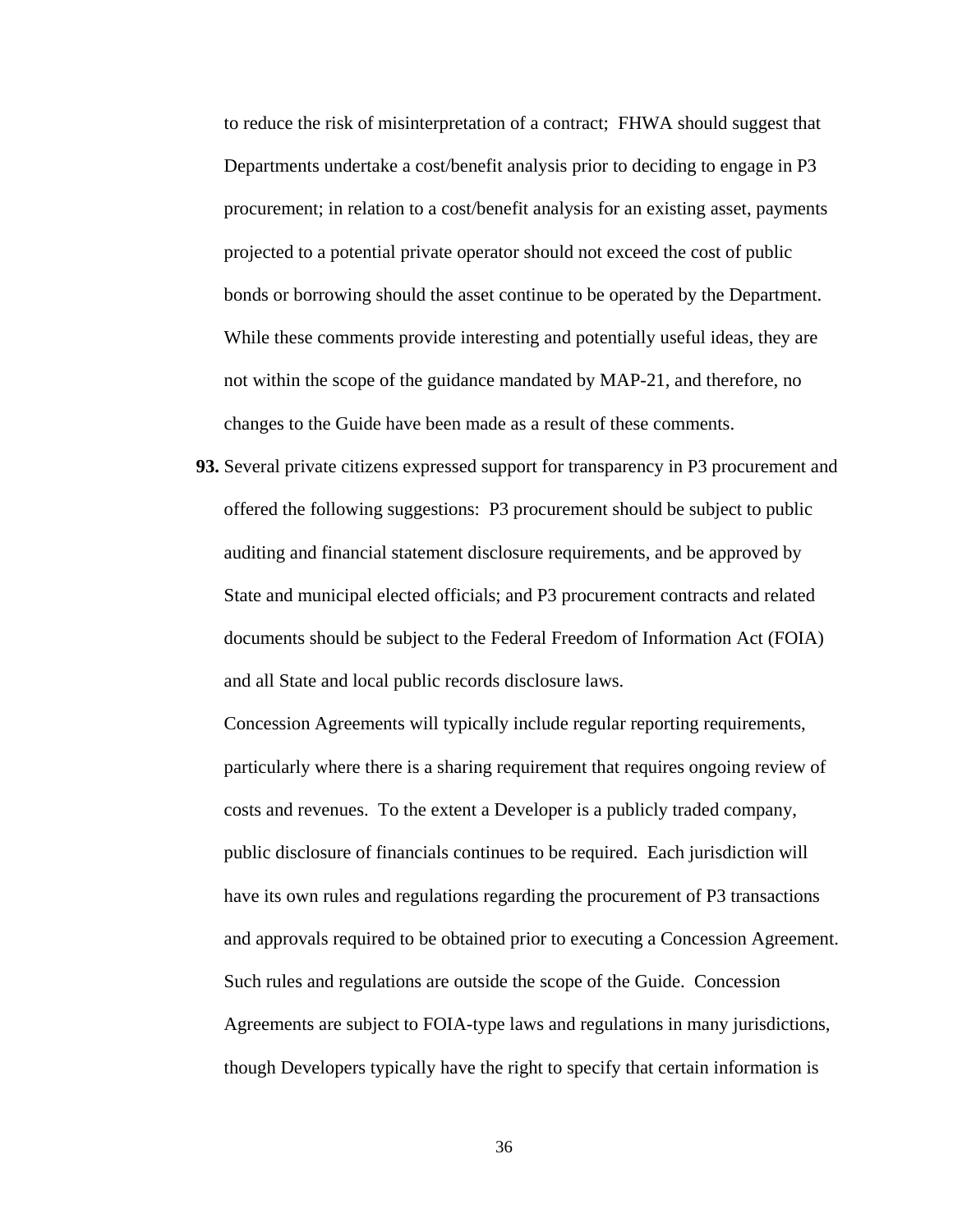to reduce the risk of misinterpretation of a contract; FHWA should suggest that Departments undertake a cost/benefit analysis prior to deciding to engage in P3 procurement; in relation to a cost/benefit analysis for an existing asset, payments projected to a potential private operator should not exceed the cost of public bonds or borrowing should the asset continue to be operated by the Department. While these comments provide interesting and potentially useful ideas, they are not within the scope of the guidance mandated by MAP-21, and therefore, no changes to the Guide have been made as a result of these comments.

**93.** Several private citizens expressed support for transparency in P3 procurement and offered the following suggestions: P3 procurement should be subject to public auditing and financial statement disclosure requirements, and be approved by State and municipal elected officials; and P3 procurement contracts and related documents should be subject to the Federal Freedom of Information Act (FOIA) and all State and local public records disclosure laws.

Concession Agreements will typically include regular reporting requirements, particularly where there is a sharing requirement that requires ongoing review of costs and revenues. To the extent a Developer is a publicly traded company, public disclosure of financials continues to be required. Each jurisdiction will have its own rules and regulations regarding the procurement of P3 transactions and approvals required to be obtained prior to executing a Concession Agreement. Such rules and regulations are outside the scope of the Guide. Concession Agreements are subject to FOIA-type laws and regulations in many jurisdictions, though Developers typically have the right to specify that certain information is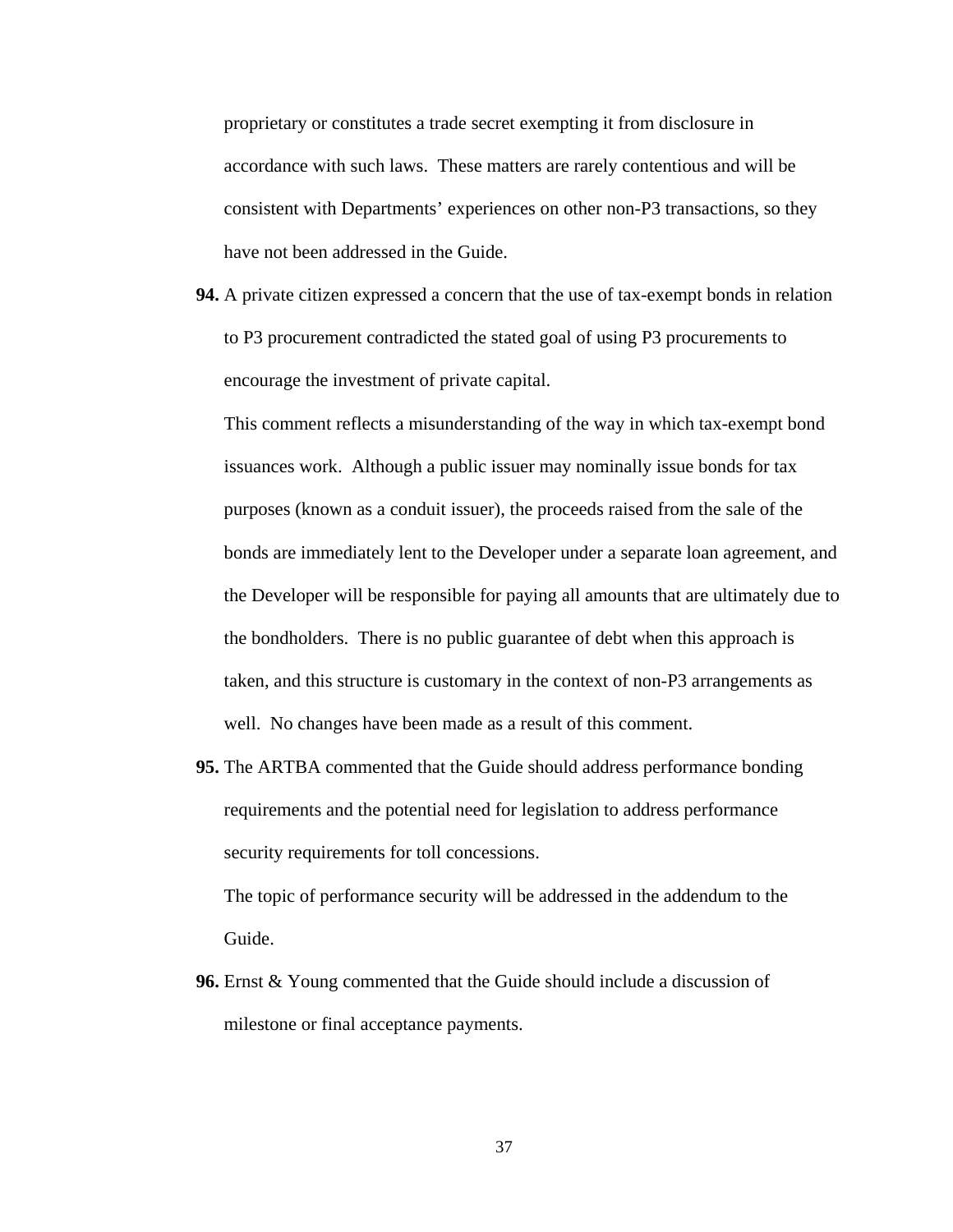proprietary or constitutes a trade secret exempting it from disclosure in accordance with such laws. These matters are rarely contentious and will be consistent with Departments' experiences on other non-P3 transactions, so they have not been addressed in the Guide.

**94.** A private citizen expressed a concern that the use of tax-exempt bonds in relation to P3 procurement contradicted the stated goal of using P3 procurements to encourage the investment of private capital.

This comment reflects a misunderstanding of the way in which tax-exempt bond issuances work. Although a public issuer may nominally issue bonds for tax purposes (known as a conduit issuer), the proceeds raised from the sale of the bonds are immediately lent to the Developer under a separate loan agreement, and the Developer will be responsible for paying all amounts that are ultimately due to the bondholders. There is no public guarantee of debt when this approach is taken, and this structure is customary in the context of non-P3 arrangements as well. No changes have been made as a result of this comment.

**95.** The ARTBA commented that the Guide should address performance bonding requirements and the potential need for legislation to address performance security requirements for toll concessions.

The topic of performance security will be addressed in the addendum to the Guide.

**96.** Ernst & Young commented that the Guide should include a discussion of milestone or final acceptance payments.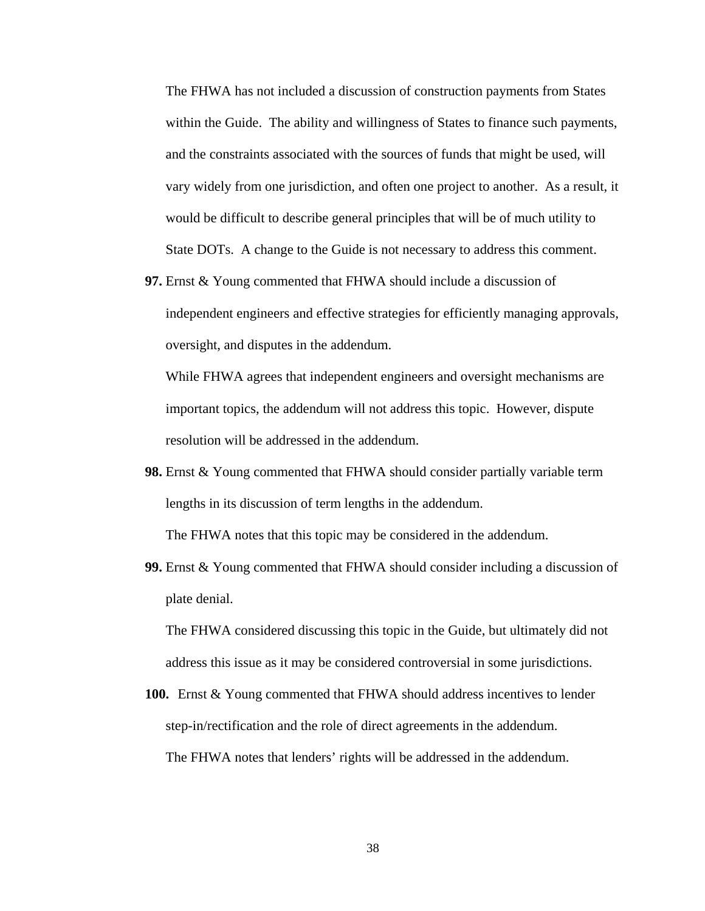The FHWA has not included a discussion of construction payments from States within the Guide. The ability and willingness of States to finance such payments, and the constraints associated with the sources of funds that might be used, will vary widely from one jurisdiction, and often one project to another. As a result, it would be difficult to describe general principles that will be of much utility to State DOTs. A change to the Guide is not necessary to address this comment.

**97.** Ernst & Young commented that FHWA should include a discussion of independent engineers and effective strategies for efficiently managing approvals, oversight, and disputes in the addendum.

While FHWA agrees that independent engineers and oversight mechanisms are important topics, the addendum will not address this topic. However, dispute resolution will be addressed in the addendum.

**98.** Ernst & Young commented that FHWA should consider partially variable term lengths in its discussion of term lengths in the addendum.

The FHWA notes that this topic may be considered in the addendum.

**99.** Ernst & Young commented that FHWA should consider including a discussion of plate denial.

The FHWA considered discussing this topic in the Guide, but ultimately did not address this issue as it may be considered controversial in some jurisdictions.

**100.** Ernst & Young commented that FHWA should address incentives to lender step-in/rectification and the role of direct agreements in the addendum.

The FHWA notes that lenders' rights will be addressed in the addendum.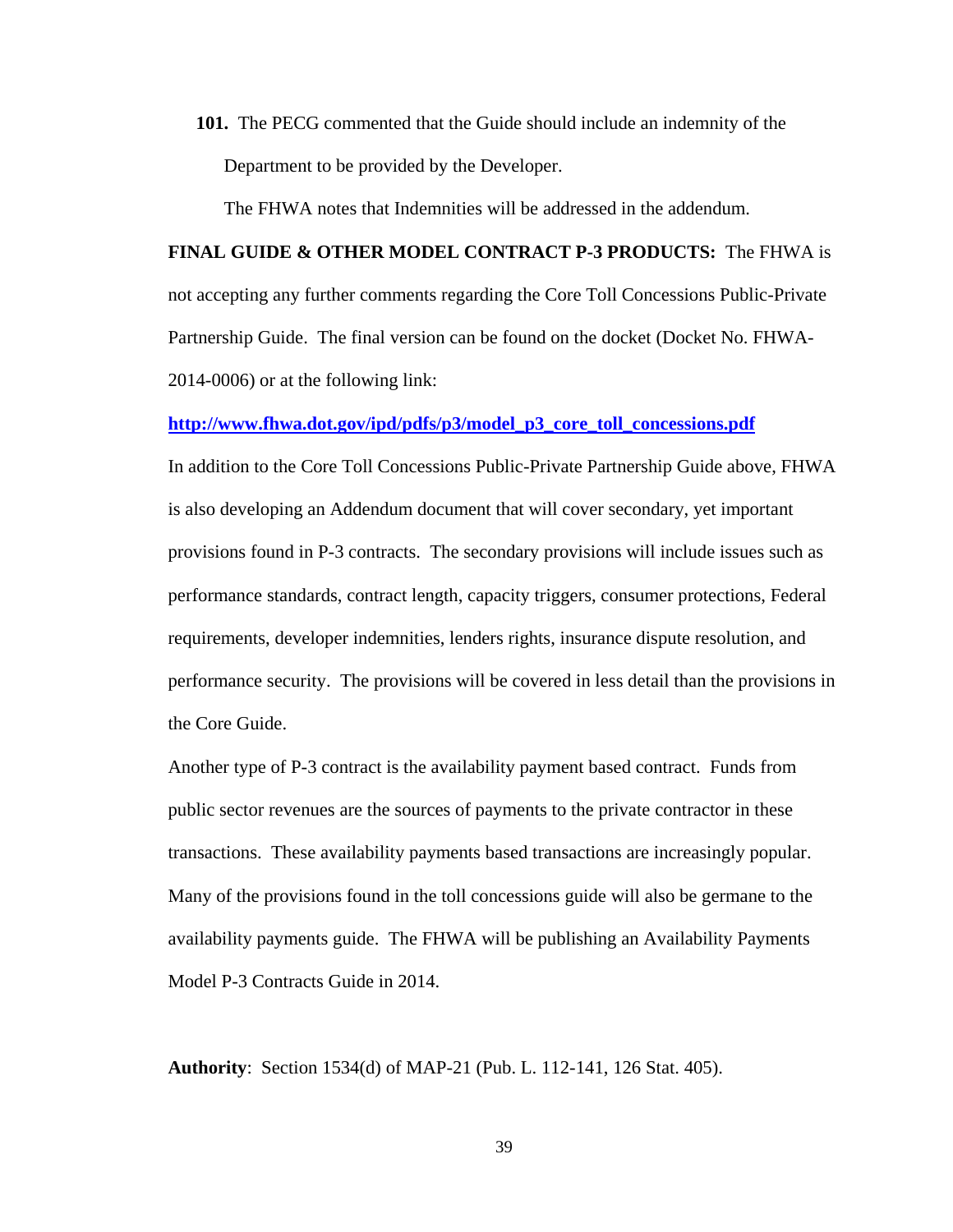**101.** The PECG commented that the Guide should include an indemnity of the Department to be provided by the Developer.

The FHWA notes that Indemnities will be addressed in the addendum.

**FINAL GUIDE & OTHER MODEL CONTRACT P-3 PRODUCTS:** The FHWA is not accepting any further comments regarding the Core Toll Concessions Public-Private Partnership Guide. The final version can be found on the docket (Docket No. FHWA-2014-0006) or at the following link:

**[http://www.fhwa.dot.gov/ipd/pdfs/p3/model_p3_core_toll_concessions.pdf](http://www.fhwa.dot.gov/ipd/pdfs/p3/model_p3_core_toll_concessions.pdf)**

In addition to the Core Toll Concessions Public-Private Partnership Guide above, FHWA is also developing an Addendum document that will cover secondary, yet important provisions found in P-3 contracts. The secondary provisions will include issues such as performance standards, contract length, capacity triggers, consumer protections, Federal requirements, developer indemnities, lenders rights, insurance dispute resolution, and performance security. The provisions will be covered in less detail than the provisions in the Core Guide.

Another type of P-3 contract is the availability payment based contract. Funds from public sector revenues are the sources of payments to the private contractor in these transactions. These availability payments based transactions are increasingly popular. Many of the provisions found in the toll concessions guide will also be germane to the availability payments guide. The FHWA will be publishing an Availability Payments Model P-3 Contracts Guide in 2014.

**Authority**: Section 1534(d) of MAP-21 (Pub. L. 112-141, 126 Stat. 405).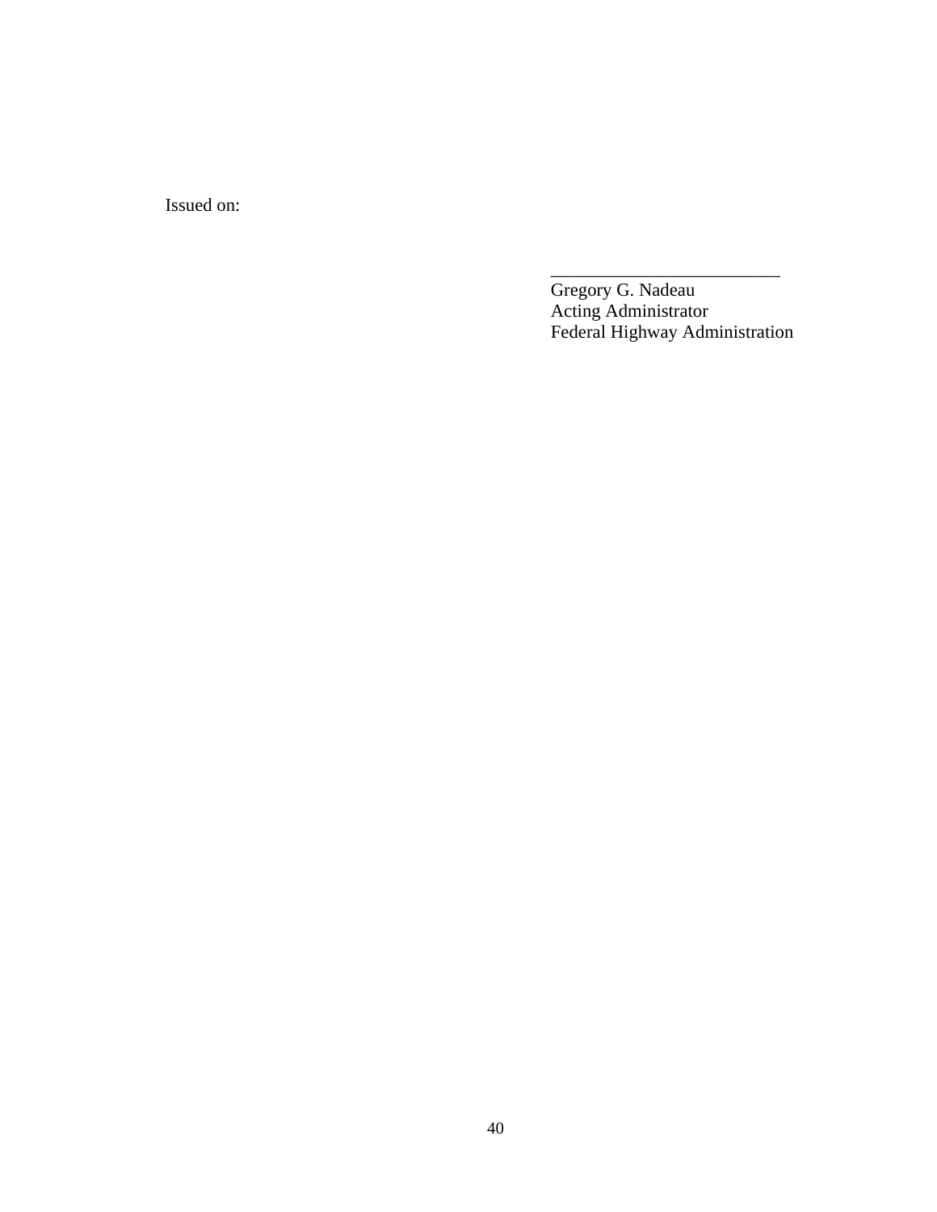Issued on:

\_\_\_\_\_\_\_\_\_\_\_\_\_\_\_\_\_\_\_\_\_\_\_\_\_\_

Gregory G. Nadeau
Acting Administrator
Federal Highway Administration